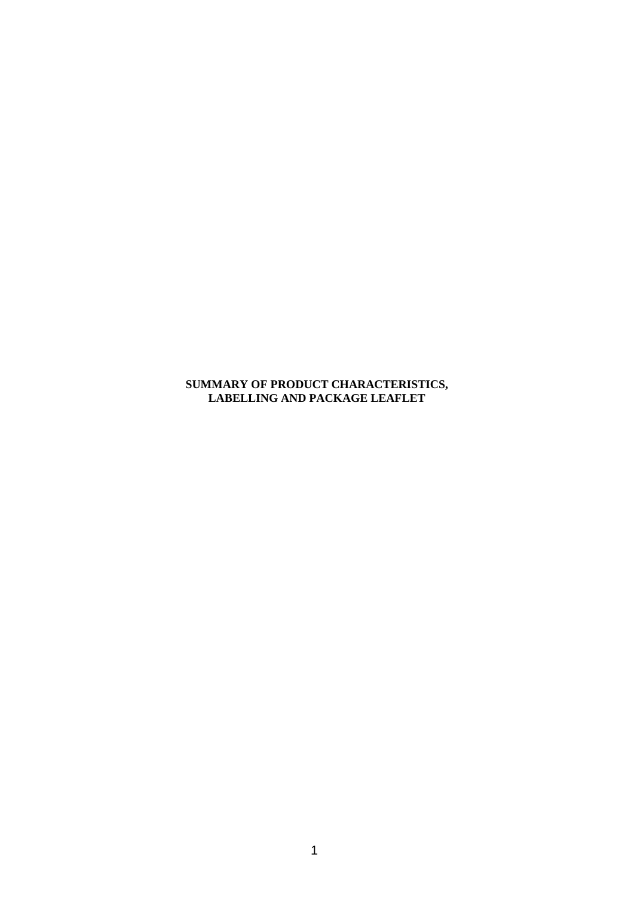**SUMMARY OF PRODUCT CHARACTERISTICS, LABELLING AND PACKAGE LEAFLET**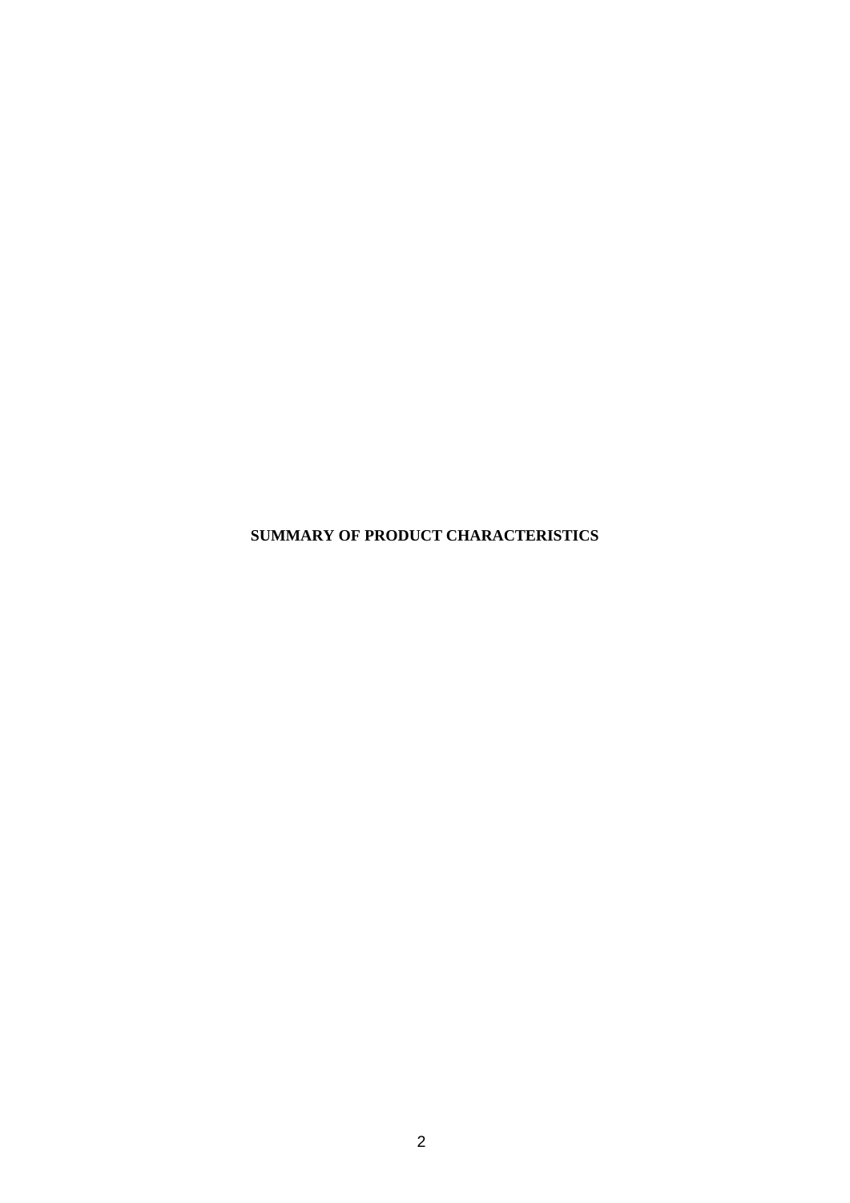# SUMMARY OF PRODUCT CHARACTERISTICS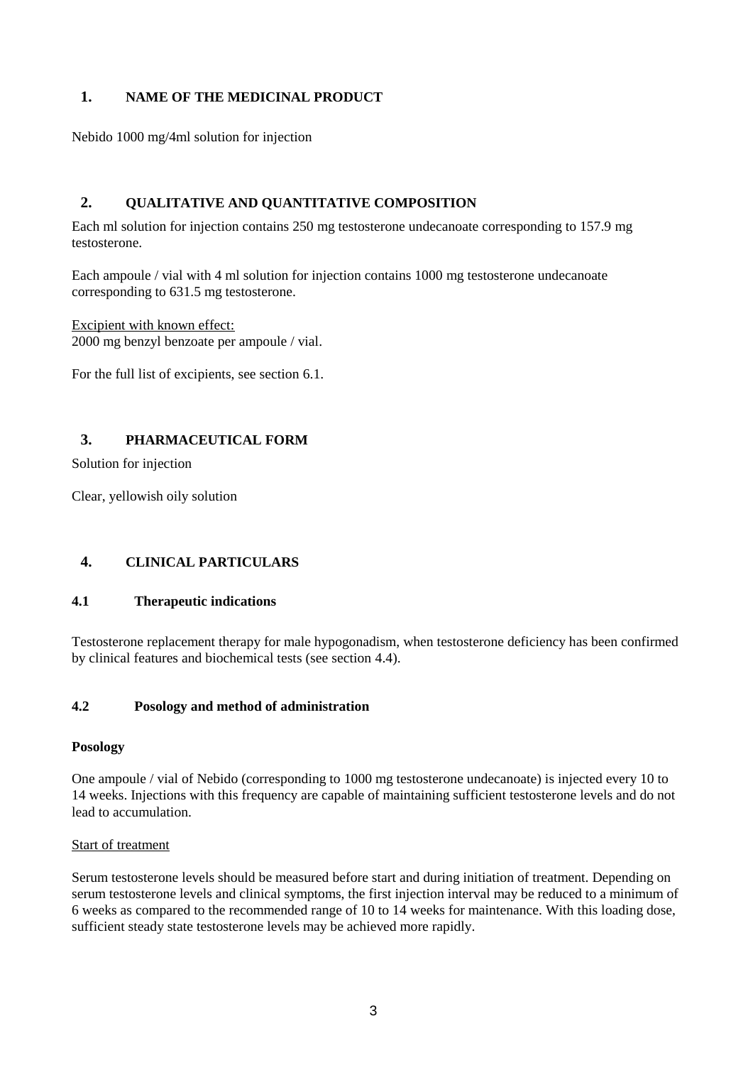## 1. NAME OF THE MEDICINAL PRODUCT

Nebido 1000 mg/4ml solution for injection

## 2. QUALITATIVE AND QUANTITATIVE COMPOSITION

Each ml solution for injection contains 250 mg testosterone undecanoate corresponding to 157.9 mg testosterone.

Each ampoule / vial with 4 ml solution for injection contains 1000 mg testosterone undecanoate corresponding to 631.5 mg testosterone.

Excipient with known effect:
2000 mg benzyl benzoate per ampoule / vial.

For the full list of excipients, see section 6.1.

## 3. PHARMACEUTICAL FORM

Solution for injection

Clear, yellowish oily solution

## 4. CLINICAL PARTICULARS

### 4.1 Therapeutic indications

Testosterone replacement therapy for male hypogonadism, when testosterone deficiency has been confirmed by clinical features and biochemical tests (see section 4.4).

### 4.2 Posology and method of administration

**Posology**

One ampoule / vial of Nebido (corresponding to 1000 mg testosterone undecanoate) is injected every 10 to 14 weeks. Injections with this frequency are capable of maintaining sufficient testosterone levels and do not lead to accumulation.

Start of treatment

Serum testosterone levels should be measured before start and during initiation of treatment. Depending on serum testosterone levels and clinical symptoms, the first injection interval may be reduced to a minimum of 6 weeks as compared to the recommended range of 10 to 14 weeks for maintenance. With this loading dose, sufficient steady state testosterone levels may be achieved more rapidly.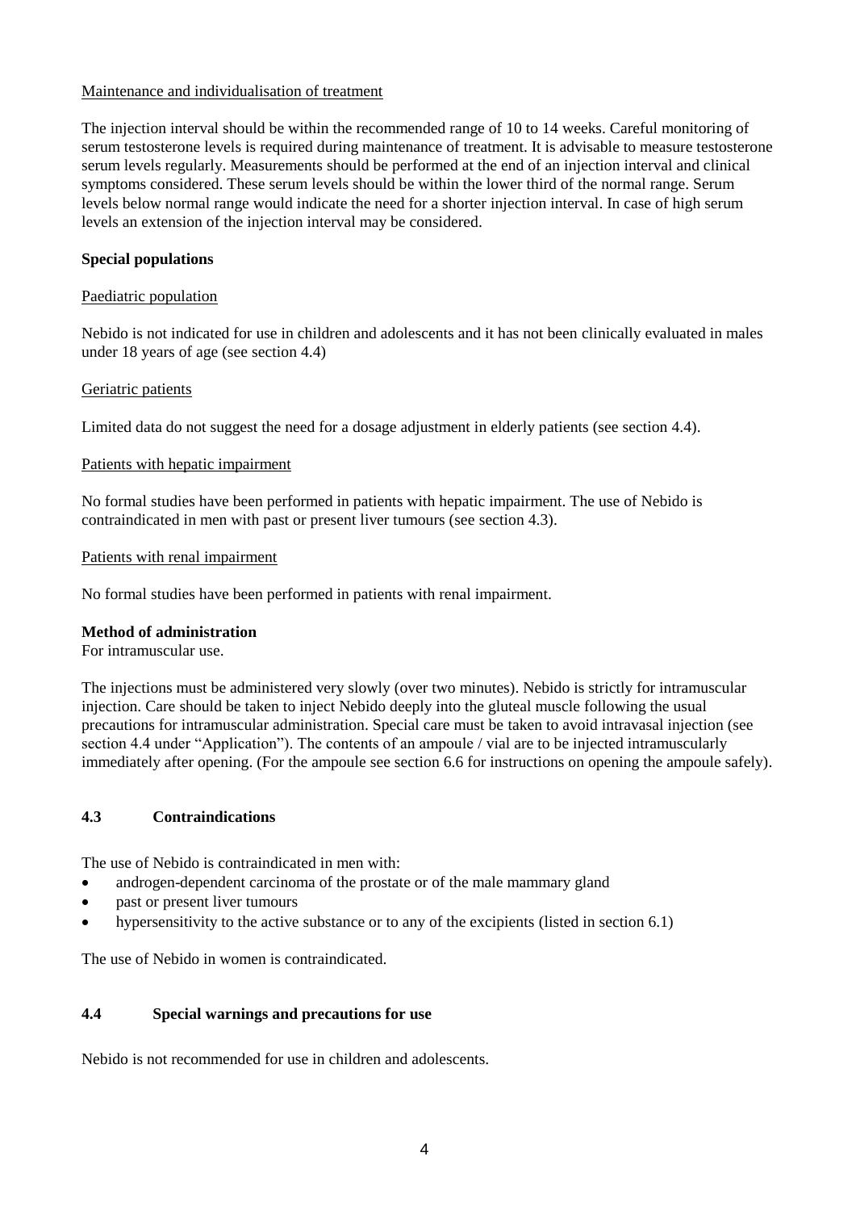Maintenance and individualisation of treatment

The injection interval should be within the recommended range of 10 to 14 weeks. Careful monitoring of serum testosterone levels is required during maintenance of treatment. It is advisable to measure testosterone serum levels regularly. Measurements should be performed at the end of an injection interval and clinical symptoms considered. These serum levels should be within the lower third of the normal range. Serum levels below normal range would indicate the need for a shorter injection interval. In case of high serum levels an extension of the injection interval may be considered.

**Special populations**

Paediatric population

Nebido is not indicated for use in children and adolescents and it has not been clinically evaluated in males under 18 years of age (see section 4.4)

Geriatric patients

Limited data do not suggest the need for a dosage adjustment in elderly patients (see section 4.4).

Patients with hepatic impairment

No formal studies have been performed in patients with hepatic impairment. The use of Nebido is contraindicated in men with past or present liver tumours (see section 4.3).

Patients with renal impairment

No formal studies have been performed in patients with renal impairment.

**Method of administration**

For intramuscular use.

The injections must be administered very slowly (over two minutes). Nebido is strictly for intramuscular injection. Care should be taken to inject Nebido deeply into the gluteal muscle following the usual precautions for intramuscular administration. Special care must be taken to avoid intravasal injection (see section 4.4 under "Application"). The contents of an ampoule / vial are to be injected intramuscularly immediately after opening. (For the ampoule see section 6.6 for instructions on opening the ampoule safely).

## 4.3 Contraindications

The use of Nebido is contraindicated in men with:

- androgen-dependent carcinoma of the prostate or of the male mammary gland
- past or present liver tumours
- hypersensitivity to the active substance or to any of the excipients (listed in section 6.1)

The use of Nebido in women is contraindicated.

## 4.4 Special warnings and precautions for use

Nebido is not recommended for use in children and adolescents.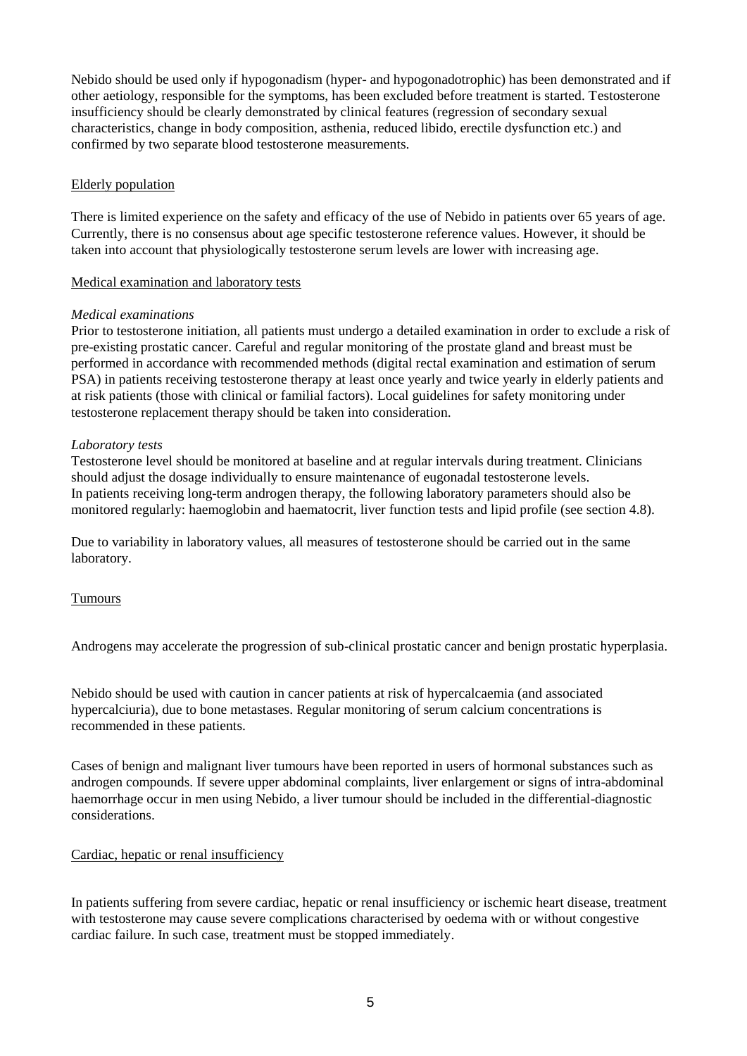Nebido should be used only if hypogonadism (hyper- and hypogonadotrophic) has been demonstrated and if other aetiology, responsible for the symptoms, has been excluded before treatment is started. Testosterone insufficiency should be clearly demonstrated by clinical features (regression of secondary sexual characteristics, change in body composition, asthenia, reduced libido, erectile dysfunction etc.) and confirmed by two separate blood testosterone measurements.

<u>Elderly population</u>

There is limited experience on the safety and efficacy of the use of Nebido in patients over 65 years of age. Currently, there is no consensus about age specific testosterone reference values. However, it should be taken into account that physiologically testosterone serum levels are lower with increasing age.

<u>Medical examination and laboratory tests</u>

*Medical examinations*

Prior to testosterone initiation, all patients must undergo a detailed examination in order to exclude a risk of pre-existing prostatic cancer. Careful and regular monitoring of the prostate gland and breast must be performed in accordance with recommended methods (digital rectal examination and estimation of serum PSA) in patients receiving testosterone therapy at least once yearly and twice yearly in elderly patients and at risk patients (those with clinical or familial factors). Local guidelines for safety monitoring under testosterone replacement therapy should be taken into consideration.

*Laboratory tests*

Testosterone level should be monitored at baseline and at regular intervals during treatment. Clinicians should adjust the dosage individually to ensure maintenance of eugonadal testosterone levels.
In patients receiving long-term androgen therapy, the following laboratory parameters should also be monitored regularly: haemoglobin and haematocrit, liver function tests and lipid profile (see section 4.8).

Due to variability in laboratory values, all measures of testosterone should be carried out in the same laboratory.

<u>Tumours</u>

Androgens may accelerate the progression of sub-clinical prostatic cancer and benign prostatic hyperplasia.

Nebido should be used with caution in cancer patients at risk of hypercalcaemia (and associated hypercalciuria), due to bone metastases. Regular monitoring of serum calcium concentrations is recommended in these patients.

Cases of benign and malignant liver tumours have been reported in users of hormonal substances such as androgen compounds. If severe upper abdominal complaints, liver enlargement or signs of intra-abdominal haemorrhage occur in men using Nebido, a liver tumour should be included in the differential-diagnostic considerations.

<u>Cardiac, hepatic or renal insufficiency</u>

In patients suffering from severe cardiac, hepatic or renal insufficiency or ischemic heart disease, treatment with testosterone may cause severe complications characterised by oedema with or without congestive cardiac failure. In such case, treatment must be stopped immediately.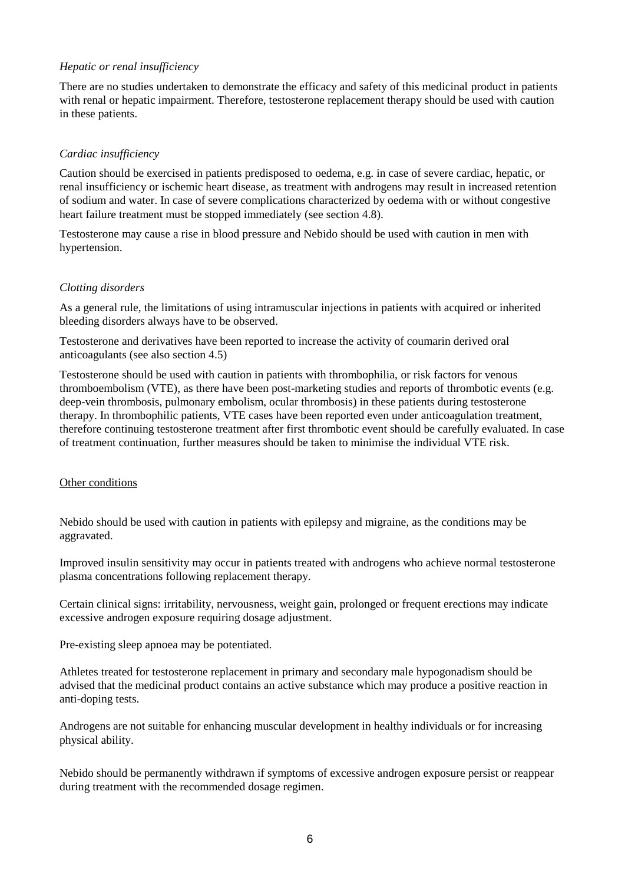*Hepatic or renal insufficiency*

There are no studies undertaken to demonstrate the efficacy and safety of this medicinal product in patients with renal or hepatic impairment. Therefore, testosterone replacement therapy should be used with caution in these patients.

*Cardiac insufficiency*

Caution should be exercised in patients predisposed to oedema, e.g. in case of severe cardiac, hepatic, or renal insufficiency or ischemic heart disease, as treatment with androgens may result in increased retention of sodium and water. In case of severe complications characterized by oedema with or without congestive heart failure treatment must be stopped immediately (see section 4.8).

Testosterone may cause a rise in blood pressure and Nebido should be used with caution in men with hypertension.

*Clotting disorders*

As a general rule, the limitations of using intramuscular injections in patients with acquired or inherited bleeding disorders always have to be observed.

Testosterone and derivatives have been reported to increase the activity of coumarin derived oral anticoagulants (see also section 4.5)

Testosterone should be used with caution in patients with thrombophilia, or risk factors for venous thromboembolism (VTE), as there have been post-marketing studies and reports of thrombotic events (e.g. deep-vein thrombosis, pulmonary embolism, ocular thrombosis) in these patients during testosterone therapy. In thrombophilic patients, VTE cases have been reported even under anticoagulation treatment, therefore continuing testosterone treatment after first thrombotic event should be carefully evaluated. In case of treatment continuation, further measures should be taken to minimise the individual VTE risk.

<u>Other conditions</u>

Nebido should be used with caution in patients with epilepsy and migraine, as the conditions may be aggravated.

Improved insulin sensitivity may occur in patients treated with androgens who achieve normal testosterone plasma concentrations following replacement therapy.

Certain clinical signs: irritability, nervousness, weight gain, prolonged or frequent erections may indicate excessive androgen exposure requiring dosage adjustment.

Pre-existing sleep apnoea may be potentiated.

Athletes treated for testosterone replacement in primary and secondary male hypogonadism should be advised that the medicinal product contains an active substance which may produce a positive reaction in anti-doping tests.

Androgens are not suitable for enhancing muscular development in healthy individuals or for increasing physical ability.

Nebido should be permanently withdrawn if symptoms of excessive androgen exposure persist or reappear during treatment with the recommended dosage regimen.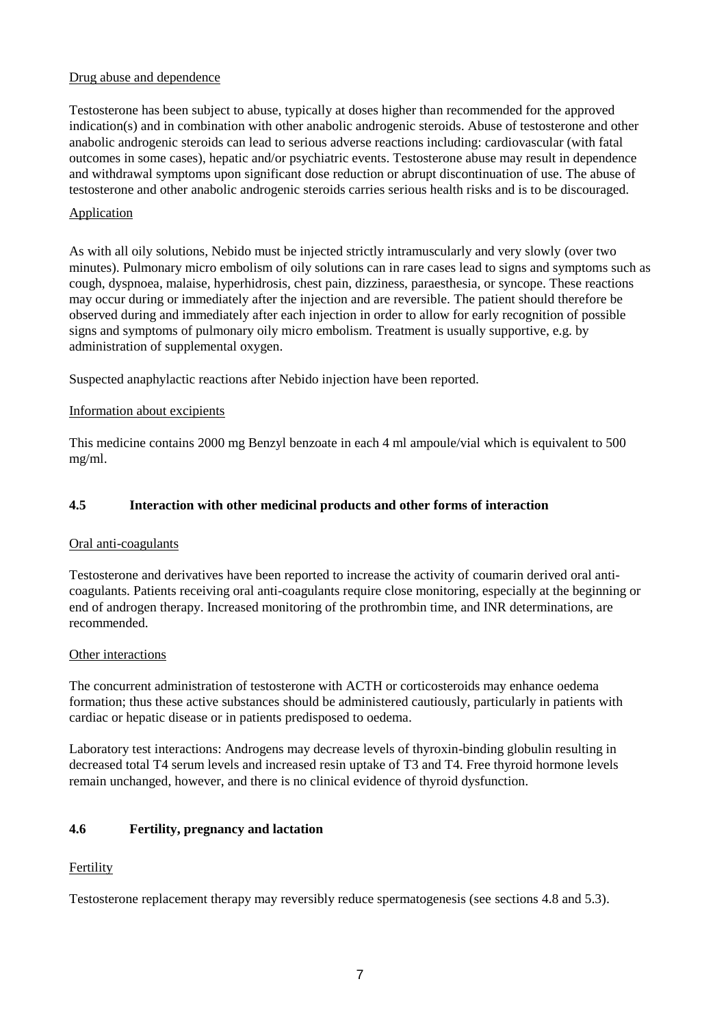Drug abuse and dependence

Testosterone has been subject to abuse, typically at doses higher than recommended for the approved indication(s) and in combination with other anabolic androgenic steroids. Abuse of testosterone and other anabolic androgenic steroids can lead to serious adverse reactions including: cardiovascular (with fatal outcomes in some cases), hepatic and/or psychiatric events. Testosterone abuse may result in dependence and withdrawal symptoms upon significant dose reduction or abrupt discontinuation of use. The abuse of testosterone and other anabolic androgenic steroids carries serious health risks and is to be discouraged.

Application

As with all oily solutions, Nebido must be injected strictly intramuscularly and very slowly (over two minutes). Pulmonary micro embolism of oily solutions can in rare cases lead to signs and symptoms such as cough, dyspnoea, malaise, hyperhidrosis, chest pain, dizziness, paraesthesia, or syncope. These reactions may occur during or immediately after the injection and are reversible. The patient should therefore be observed during and immediately after each injection in order to allow for early recognition of possible signs and symptoms of pulmonary oily micro embolism. Treatment is usually supportive, e.g. by administration of supplemental oxygen.

Suspected anaphylactic reactions after Nebido injection have been reported.

Information about excipients

This medicine contains 2000 mg Benzyl benzoate in each 4 ml ampoule/vial which is equivalent to 500 mg/ml.

## 4.5 Interaction with other medicinal products and other forms of interaction

Oral anti-coagulants

Testosterone and derivatives have been reported to increase the activity of coumarin derived oral anti-coagulants. Patients receiving oral anti-coagulants require close monitoring, especially at the beginning or end of androgen therapy. Increased monitoring of the prothrombin time, and INR determinations, are recommended.

Other interactions

The concurrent administration of testosterone with ACTH or corticosteroids may enhance oedema formation; thus these active substances should be administered cautiously, particularly in patients with cardiac or hepatic disease or in patients predisposed to oedema.

Laboratory test interactions: Androgens may decrease levels of thyroxin-binding globulin resulting in decreased total T4 serum levels and increased resin uptake of T3 and T4. Free thyroid hormone levels remain unchanged, however, and there is no clinical evidence of thyroid dysfunction.

## 4.6 Fertility, pregnancy and lactation

Fertility

Testosterone replacement therapy may reversibly reduce spermatogenesis (see sections 4.8 and 5.3).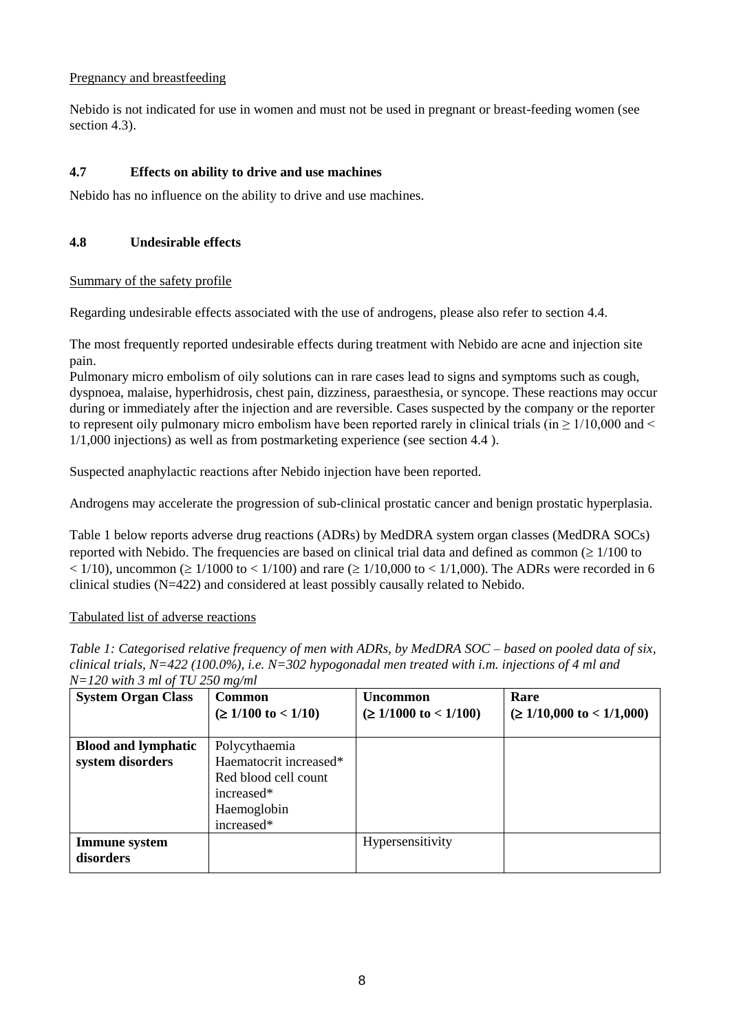Pregnancy and breastfeeding

Nebido is not indicated for use in women and must not be used in pregnant or breast-feeding women (see section 4.3).

### 4.7 Effects on ability to drive and use machines

Nebido has no influence on the ability to drive and use machines.

### 4.8 Undesirable effects

Summary of the safety profile

Regarding undesirable effects associated with the use of androgens, please also refer to section 4.4.

The most frequently reported undesirable effects during treatment with Nebido are acne and injection site pain.

Pulmonary micro embolism of oily solutions can in rare cases lead to signs and symptoms such as cough, dyspnoea, malaise, hyperhidrosis, chest pain, dizziness, paraesthesia, or syncope. These reactions may occur during or immediately after the injection and are reversible. Cases suspected by the company or the reporter to represent oily pulmonary micro embolism have been reported rarely in clinical trials (in ≥ 1/10,000 and < 1/1,000 injections) as well as from postmarketing experience (see section 4.4 ).

Suspected anaphylactic reactions after Nebido injection have been reported.

Androgens may accelerate the progression of sub-clinical prostatic cancer and benign prostatic hyperplasia.

Table 1 below reports adverse drug reactions (ADRs) by MedDRA system organ classes (MedDRA SOCs) reported with Nebido. The frequencies are based on clinical trial data and defined as common (≥ 1/100 to < 1/10), uncommon (≥ 1/1000 to < 1/100) and rare (≥ 1/10,000 to < 1/1,000). The ADRs were recorded in 6 clinical studies (N=422) and considered at least possibly causally related to Nebido.

Tabulated list of adverse reactions

*Table 1: Categorised relative frequency of men with ADRs, by MedDRA SOC – based on pooled data of six, clinical trials, N=422 (100.0%), i.e. N=302 hypogonadal men treated with i.m. injections of 4 ml and N=120 with 3 ml of TU 250 mg/ml*

| System Organ Class | Common (≥ 1/100 to < 1/10) | Uncommon (≥ 1/1000 to < 1/100) | Rare (≥ 1/10,000 to < 1/1,000) |
|---|---|---|---|
| **Blood and lymphatic system disorders** | Polycythaemia<br>Haematocrit increased*<br>Red blood cell count increased*<br>Haemoglobin increased* | | |
| **Immune system disorders** | | Hypersensitivity | |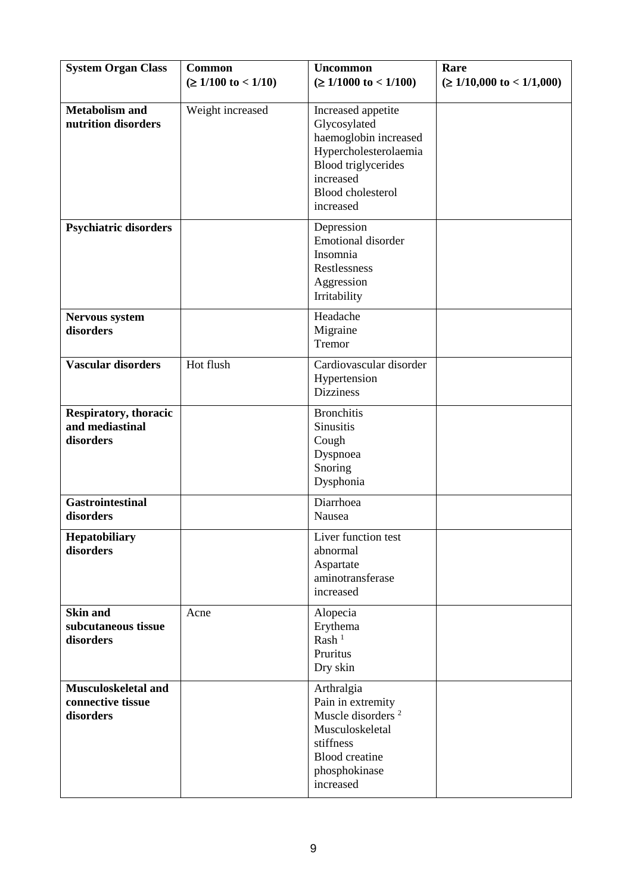| System Organ Class | Common (≥ 1/100 to < 1/10) | Uncommon (≥ 1/1000 to < 1/100) | Rare (≥ 1/10,000 to < 1/1,000) |
|---|---|---|---|
| **Metabolism and nutrition disorders** | Weight increased | Increased appetite<br>Glycosylated haemoglobin increased<br>Hypercholesterolaemia<br>Blood triglycerides increased<br>Blood cholesterol increased | |
| **Psychiatric disorders** | | Depression<br>Emotional disorder<br>Insomnia<br>Restlessness<br>Aggression<br>Irritability | |
| **Nervous system disorders** | | Headache<br>Migraine<br>Tremor | |
| **Vascular disorders** | Hot flush | Cardiovascular disorder<br>Hypertension<br>Dizziness | |
| **Respiratory, thoracic and mediastinal disorders** | | Bronchitis<br>Sinusitis<br>Cough<br>Dyspnoea<br>Snoring<br>Dysphonia | |
| **Gastrointestinal disorders** | | Diarrhoea<br>Nausea | |
| **Hepatobiliary disorders** | | Liver function test abnormal<br>Aspartate aminotransferase increased | |
| **Skin and subcutaneous tissue disorders** | Acne | Alopecia<br>Erythema<br>Rash [1]<br>Pruritus<br>Dry skin | |
| **Musculoskeletal and connective tissue disorders** | | Arthralgia<br>Pain in extremity<br>Muscle disorders [2]<br>Musculoskeletal stiffness<br>Blood creatine phosphokinase increased | |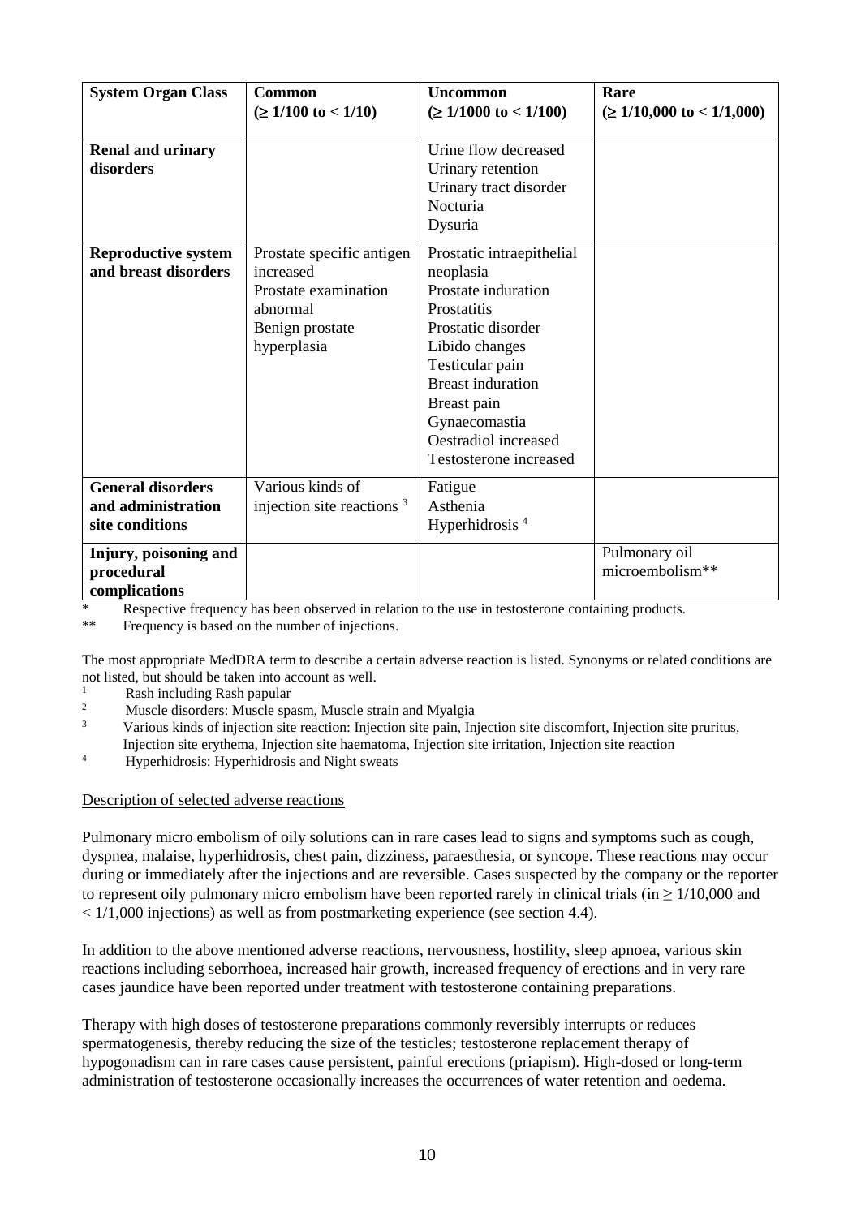| System Organ Class | Common<br>(≥ 1/100 to < 1/10) | Uncommon<br>(≥ 1/1000 to < 1/100) | Rare<br>(≥ 1/10,000 to < 1/1,000) |
|---|---|---|---|
| **Renal and urinary disorders** | | Urine flow decreased<br>Urinary retention<br>Urinary tract disorder<br>Nocturia<br>Dysuria | |
| **Reproductive system and breast disorders** | Prostate specific antigen increased<br>Prostate examination abnormal<br>Benign prostate hyperplasia | Prostatic intraepithelial neoplasia<br>Prostate induration<br>Prostatitis<br>Prostatic disorder<br>Libido changes<br>Testicular pain<br>Breast induration<br>Breast pain<br>Gynaecomastia<br>Oestradiol increased<br>Testosterone increased | |
| **General disorders and administration site conditions** | Various kinds of injection site reactions [3] | Fatigue<br>Asthenia<br>Hyperhidrosis [4] | |
| **Injury, poisoning and procedural complications** | | | Pulmonary oil microembolism** |

\* Respective frequency has been observed in relation to the use in testosterone containing products.

\*\* Frequency is based on the number of injections.

The most appropriate MedDRA term to describe a certain adverse reaction is listed. Synonyms or related conditions are not listed, but should be taken into account as well.

[1] Rash including Rash papular

[2] Muscle disorders: Muscle spasm, Muscle strain and Myalgia

[3] Various kinds of injection site reaction: Injection site pain, Injection site discomfort, Injection site pruritus, Injection site erythema, Injection site haematoma, Injection site irritation, Injection site reaction

[4] Hyperhidrosis: Hyperhidrosis and Night sweats

Description of selected adverse reactions

Pulmonary micro embolism of oily solutions can in rare cases lead to signs and symptoms such as cough, dyspnea, malaise, hyperhidrosis, chest pain, dizziness, paraesthesia, or syncope. These reactions may occur during or immediately after the injections and are reversible. Cases suspected by the company or the reporter to represent oily pulmonary micro embolism have been reported rarely in clinical trials (in ≥ 1/10,000 and < 1/1,000 injections) as well as from postmarketing experience (see section 4.4).

In addition to the above mentioned adverse reactions, nervousness, hostility, sleep apnoea, various skin reactions including seborrhoea, increased hair growth, increased frequency of erections and in very rare cases jaundice have been reported under treatment with testosterone containing preparations.

Therapy with high doses of testosterone preparations commonly reversibly interrupts or reduces spermatogenesis, thereby reducing the size of the testicles; testosterone replacement therapy of hypogonadism can in rare cases cause persistent, painful erections (priapism). High-dosed or long-term administration of testosterone occasionally increases the occurrences of water retention and oedema.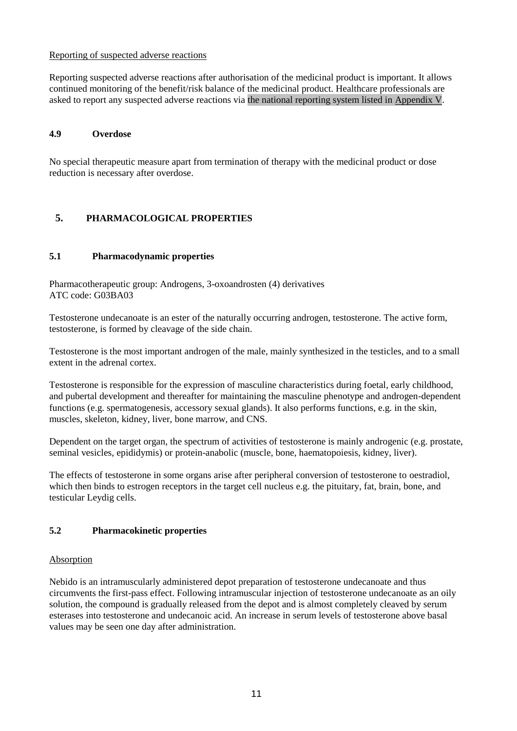Reporting of suspected adverse reactions

Reporting suspected adverse reactions after authorisation of the medicinal product is important. It allows continued monitoring of the benefit/risk balance of the medicinal product. Healthcare professionals are asked to report any suspected adverse reactions via the national reporting system listed in Appendix V.

### 4.9 Overdose

No special therapeutic measure apart from termination of therapy with the medicinal product or dose reduction is necessary after overdose.

## 5. PHARMACOLOGICAL PROPERTIES

### 5.1 Pharmacodynamic properties

Pharmacotherapeutic group: Androgens, 3-oxoandrosten (4) derivatives
ATC code: G03BA03

Testosterone undecanoate is an ester of the naturally occurring androgen, testosterone. The active form, testosterone, is formed by cleavage of the side chain.

Testosterone is the most important androgen of the male, mainly synthesized in the testicles, and to a small extent in the adrenal cortex.

Testosterone is responsible for the expression of masculine characteristics during foetal, early childhood, and pubertal development and thereafter for maintaining the masculine phenotype and androgen-dependent functions (e.g. spermatogenesis, accessory sexual glands). It also performs functions, e.g. in the skin, muscles, skeleton, kidney, liver, bone marrow, and CNS.

Dependent on the target organ, the spectrum of activities of testosterone is mainly androgenic (e.g. prostate, seminal vesicles, epididymis) or protein-anabolic (muscle, bone, haematopoiesis, kidney, liver).

The effects of testosterone in some organs arise after peripheral conversion of testosterone to oestradiol, which then binds to estrogen receptors in the target cell nucleus e.g. the pituitary, fat, brain, bone, and testicular Leydig cells.

### 5.2 Pharmacokinetic properties

Absorption

Nebido is an intramuscularly administered depot preparation of testosterone undecanoate and thus circumvents the first-pass effect. Following intramuscular injection of testosterone undecanoate as an oily solution, the compound is gradually released from the depot and is almost completely cleaved by serum esterases into testosterone and undecanoic acid. An increase in serum levels of testosterone above basal values may be seen one day after administration.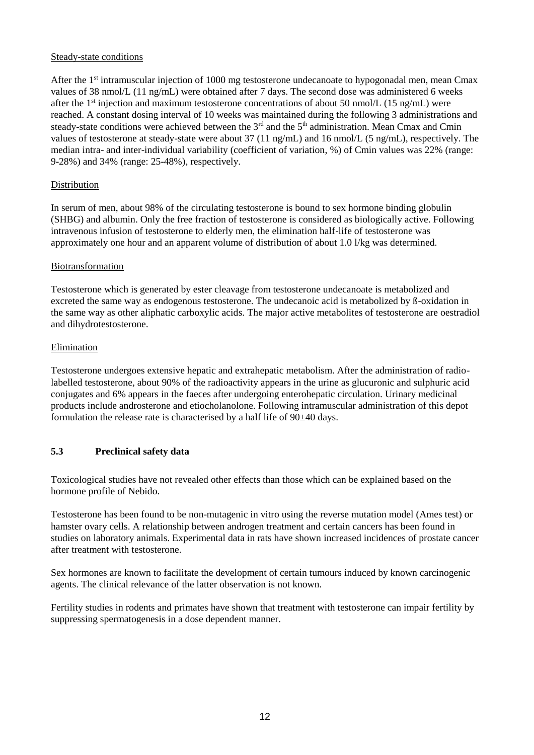Steady-state conditions

After the 1st intramuscular injection of 1000 mg testosterone undecanoate to hypogonadal men, mean Cmax values of 38 nmol/L (11 ng/mL) were obtained after 7 days. The second dose was administered 6 weeks after the 1st injection and maximum testosterone concentrations of about 50 nmol/L (15 ng/mL) were reached. A constant dosing interval of 10 weeks was maintained during the following 3 administrations and steady-state conditions were achieved between the 3rd and the 5th administration. Mean Cmax and Cmin values of testosterone at steady-state were about 37 (11 ng/mL) and 16 nmol/L (5 ng/mL), respectively. The median intra- and inter-individual variability (coefficient of variation, %) of Cmin values was 22% (range: 9-28%) and 34% (range: 25-48%), respectively.

Distribution

In serum of men, about 98% of the circulating testosterone is bound to sex hormone binding globulin (SHBG) and albumin. Only the free fraction of testosterone is considered as biologically active. Following intravenous infusion of testosterone to elderly men, the elimination half-life of testosterone was approximately one hour and an apparent volume of distribution of about 1.0 l/kg was determined.

Biotransformation

Testosterone which is generated by ester cleavage from testosterone undecanoate is metabolized and excreted the same way as endogenous testosterone. The undecanoic acid is metabolized by ß-oxidation in the same way as other aliphatic carboxylic acids. The major active metabolites of testosterone are oestradiol and dihydrotestosterone.

Elimination

Testosterone undergoes extensive hepatic and extrahepatic metabolism. After the administration of radio-labelled testosterone, about 90% of the radioactivity appears in the urine as glucuronic and sulphuric acid conjugates and 6% appears in the faeces after undergoing enterohepatic circulation. Urinary medicinal products include androsterone and etiocholanolone. Following intramuscular administration of this depot formulation the release rate is characterised by a half life of 90±40 days.

## 5.3 Preclinical safety data

Toxicological studies have not revealed other effects than those which can be explained based on the hormone profile of Nebido.

Testosterone has been found to be non-mutagenic in vitro using the reverse mutation model (Ames test) or hamster ovary cells. A relationship between androgen treatment and certain cancers has been found in studies on laboratory animals. Experimental data in rats have shown increased incidences of prostate cancer after treatment with testosterone.

Sex hormones are known to facilitate the development of certain tumours induced by known carcinogenic agents. The clinical relevance of the latter observation is not known.

Fertility studies in rodents and primates have shown that treatment with testosterone can impair fertility by suppressing spermatogenesis in a dose dependent manner.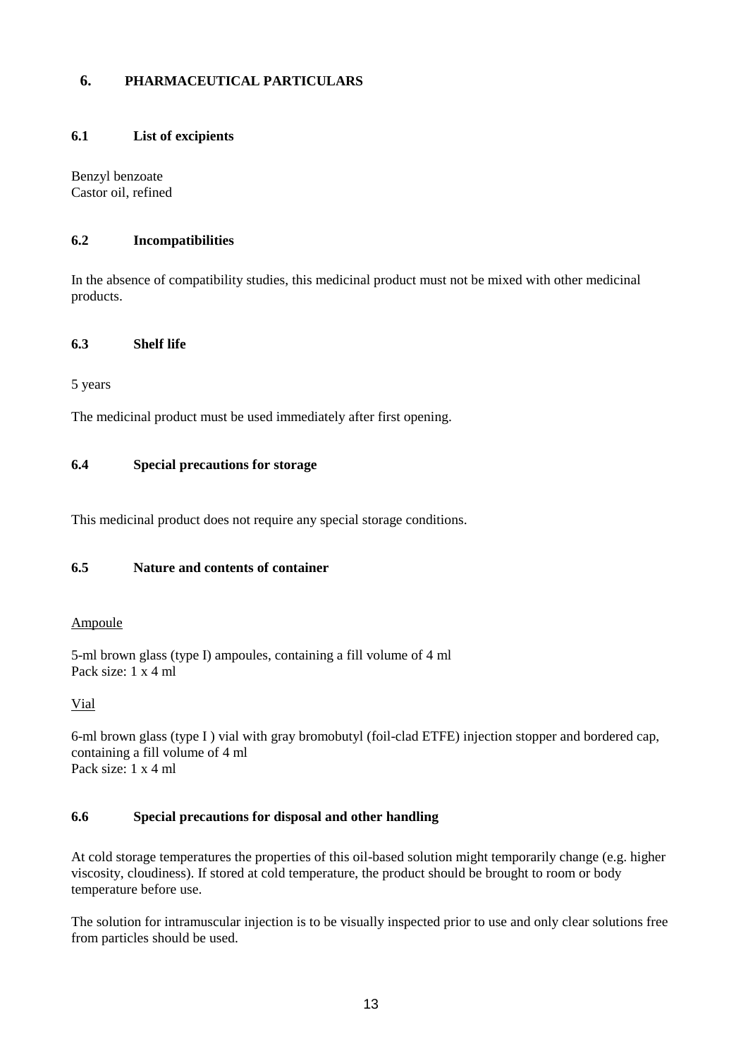## 6. PHARMACEUTICAL PARTICULARS

### 6.1 List of excipients

Benzyl benzoate
Castor oil, refined

### 6.2 Incompatibilities

In the absence of compatibility studies, this medicinal product must not be mixed with other medicinal products.

### 6.3 Shelf life

5 years

The medicinal product must be used immediately after first opening.

### 6.4 Special precautions for storage

This medicinal product does not require any special storage conditions.

### 6.5 Nature and contents of container

Ampoule

5-ml brown glass (type I) ampoules, containing a fill volume of 4 ml
Pack size: 1 x 4 ml

Vial

6-ml brown glass (type I ) vial with gray bromobutyl (foil-clad ETFE) injection stopper and bordered cap, containing a fill volume of 4 ml
Pack size: 1 x 4 ml

### 6.6 Special precautions for disposal and other handling

At cold storage temperatures the properties of this oil-based solution might temporarily change (e.g. higher viscosity, cloudiness). If stored at cold temperature, the product should be brought to room or body temperature before use.

The solution for intramuscular injection is to be visually inspected prior to use and only clear solutions free from particles should be used.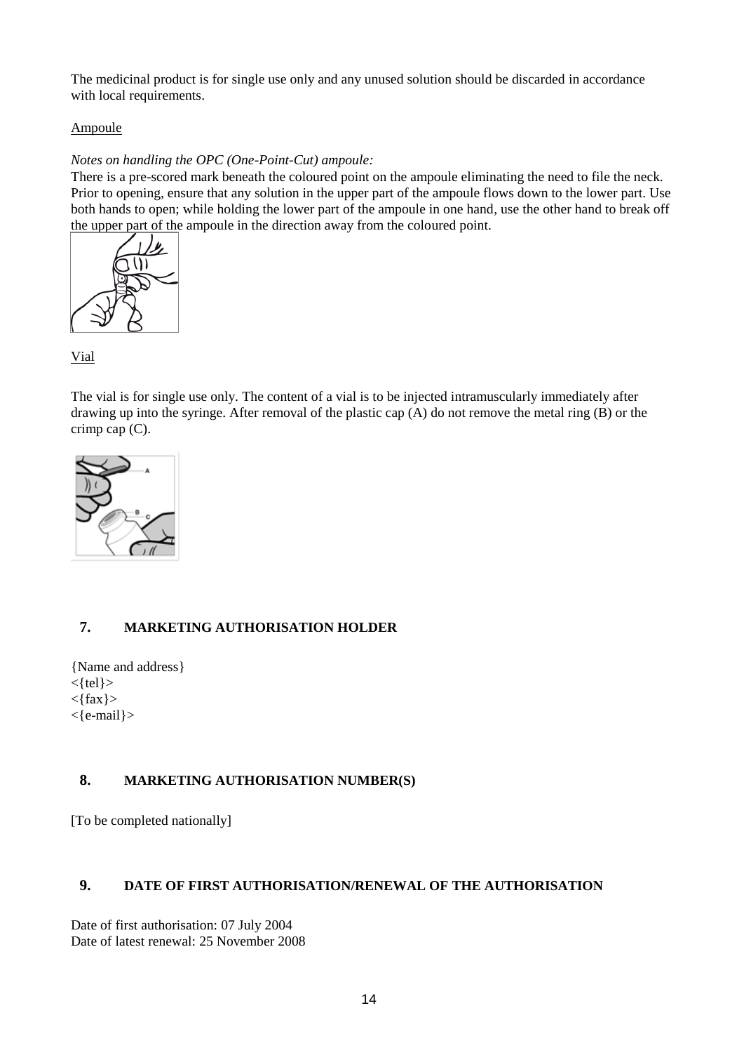The medicinal product is for single use only and any unused solution should be discarded in accordance with local requirements.

Ampoule

*Notes on handling the OPC (One-Point-Cut) ampoule:*
There is a pre-scored mark beneath the coloured point on the ampoule eliminating the need to file the neck. Prior to opening, ensure that any solution in the upper part of the ampoule flows down to the lower part. Use both hands to open; while holding the lower part of the ampoule in one hand, use the other hand to break off the upper part of the ampoule in the direction away from the coloured point.

Vial

The vial is for single use only. The content of a vial is to be injected intramuscularly immediately after drawing up into the syringe. After removal of the plastic cap (A) do not remove the metal ring (B) or the crimp cap (C).

## 7. MARKETING AUTHORISATION HOLDER

{Name and address}
<{tel}>
<{fax}>
<{e-mail}>

## 8. MARKETING AUTHORISATION NUMBER(S)

[To be completed nationally]

## 9. DATE OF FIRST AUTHORISATION/RENEWAL OF THE AUTHORISATION

Date of first authorisation: 07 July 2004
Date of latest renewal: 25 November 2008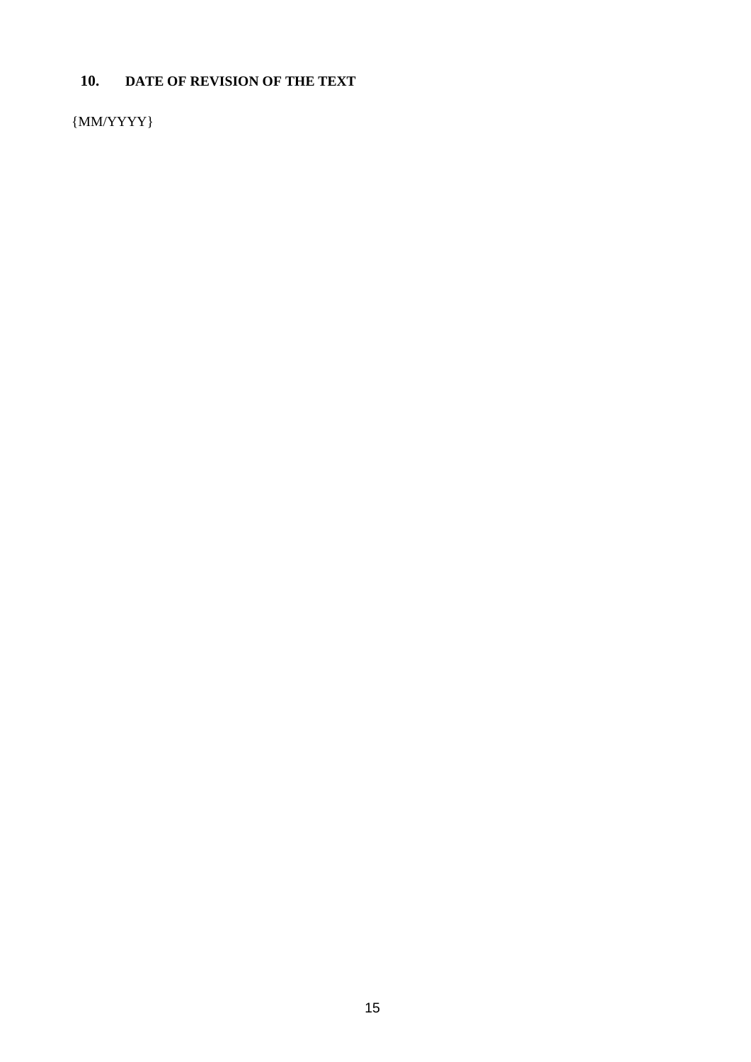## 10. DATE OF REVISION OF THE TEXT

{MM/YYYY}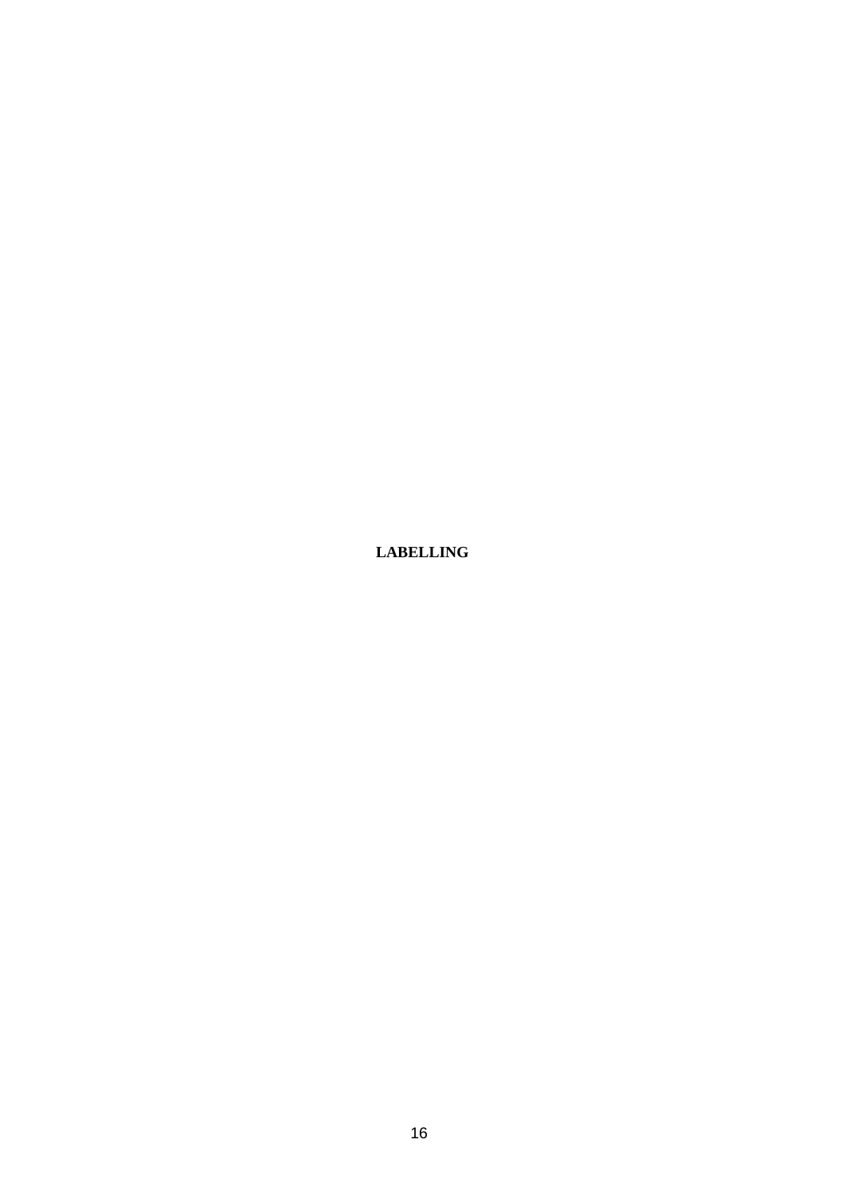# LABELLING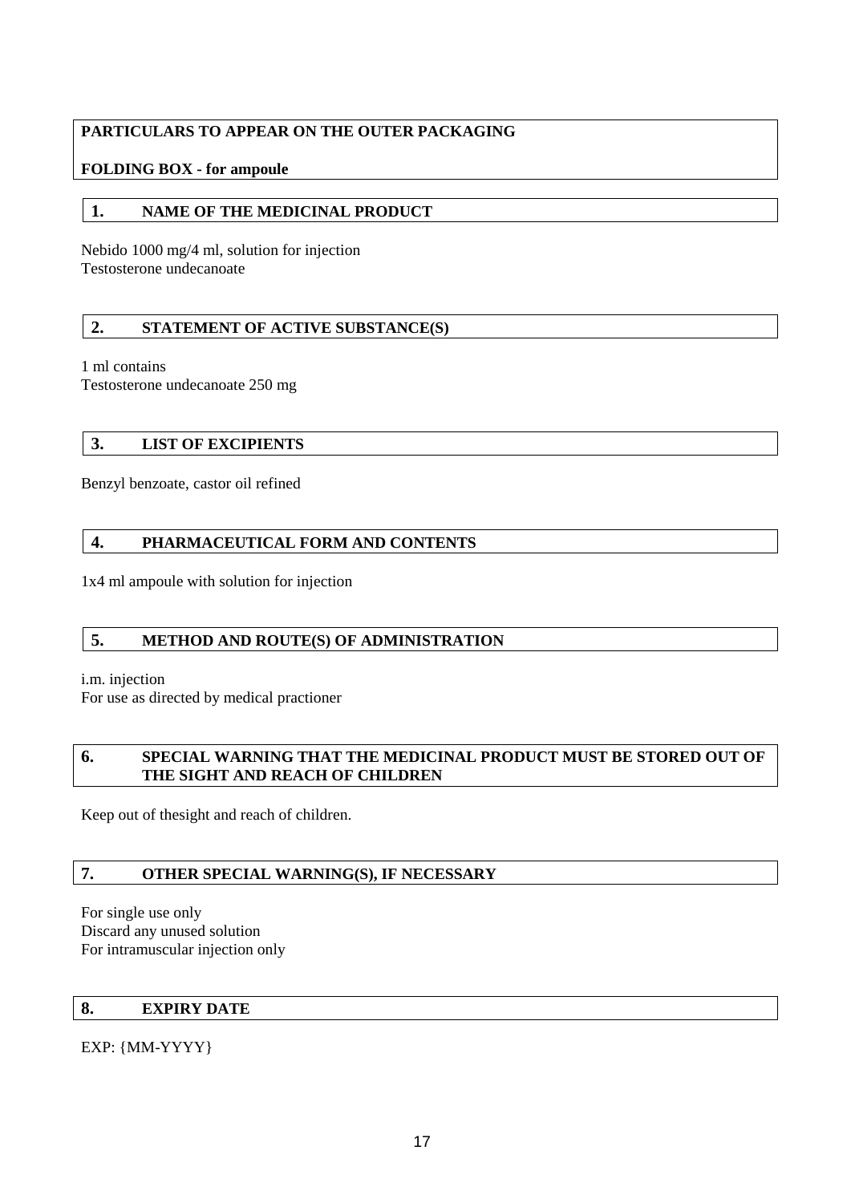**PARTICULARS TO APPEAR ON THE OUTER PACKAGING**

**FOLDING BOX - for ampoule**

## 1. NAME OF THE MEDICINAL PRODUCT

Nebido 1000 mg/4 ml, solution for injection
Testosterone undecanoate

## 2. STATEMENT OF ACTIVE SUBSTANCE(S)

1 ml contains
Testosterone undecanoate 250 mg

## 3. LIST OF EXCIPIENTS

Benzyl benzoate, castor oil refined

## 4. PHARMACEUTICAL FORM AND CONTENTS

1x4 ml ampoule with solution for injection

## 5. METHOD AND ROUTE(S) OF ADMINISTRATION

i.m. injection
For use as directed by medical practioner

## 6. SPECIAL WARNING THAT THE MEDICINAL PRODUCT MUST BE STORED OUT OF THE SIGHT AND REACH OF CHILDREN

Keep out of thesight and reach of children.

## 7. OTHER SPECIAL WARNING(S), IF NECESSARY

For single use only
Discard any unused solution
For intramuscular injection only

## 8. EXPIRY DATE

EXP: {MM-YYYY}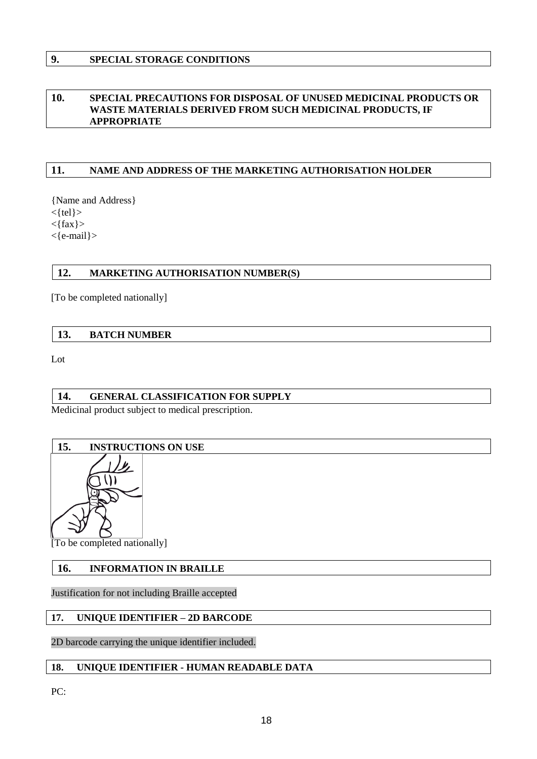## 9. SPECIAL STORAGE CONDITIONS

## 10. SPECIAL PRECAUTIONS FOR DISPOSAL OF UNUSED MEDICINAL PRODUCTS OR WASTE MATERIALS DERIVED FROM SUCH MEDICINAL PRODUCTS, IF APPROPRIATE

## 11. NAME AND ADDRESS OF THE MARKETING AUTHORISATION HOLDER

{Name and Address}
<{tel}>
<{fax}>
<{e-mail}>

## 12. MARKETING AUTHORISATION NUMBER(S)

[To be completed nationally]

## 13. BATCH NUMBER

Lot

## 14. GENERAL CLASSIFICATION FOR SUPPLY

Medicinal product subject to medical prescription.

## 15. INSTRUCTIONS ON USE

[To be completed nationally]

## 16. INFORMATION IN BRAILLE

Justification for not including Braille accepted

## 17. UNIQUE IDENTIFIER – 2D BARCODE

2D barcode carrying the unique identifier included.

## 18. UNIQUE IDENTIFIER - HUMAN READABLE DATA

PC: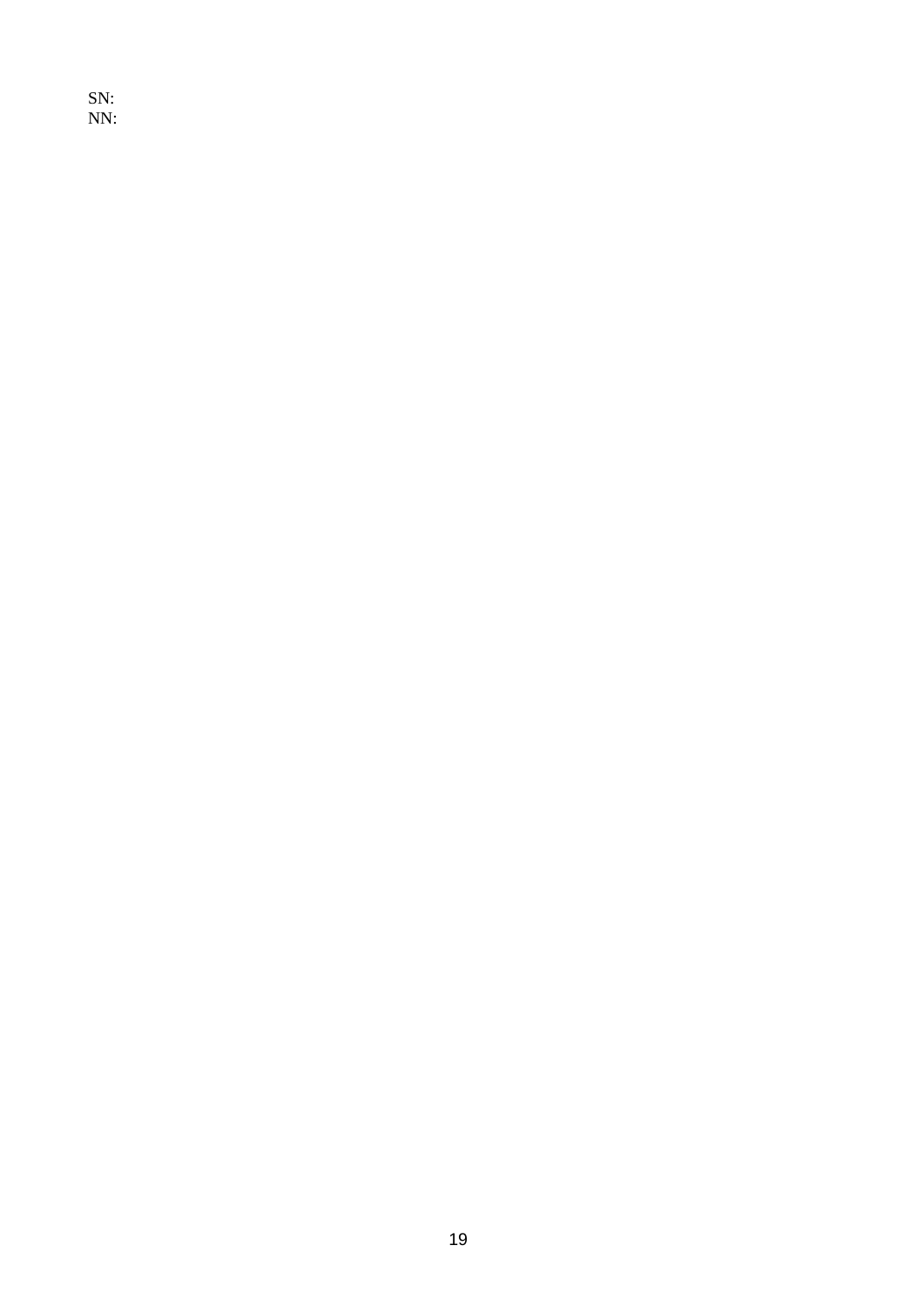SN:
NN: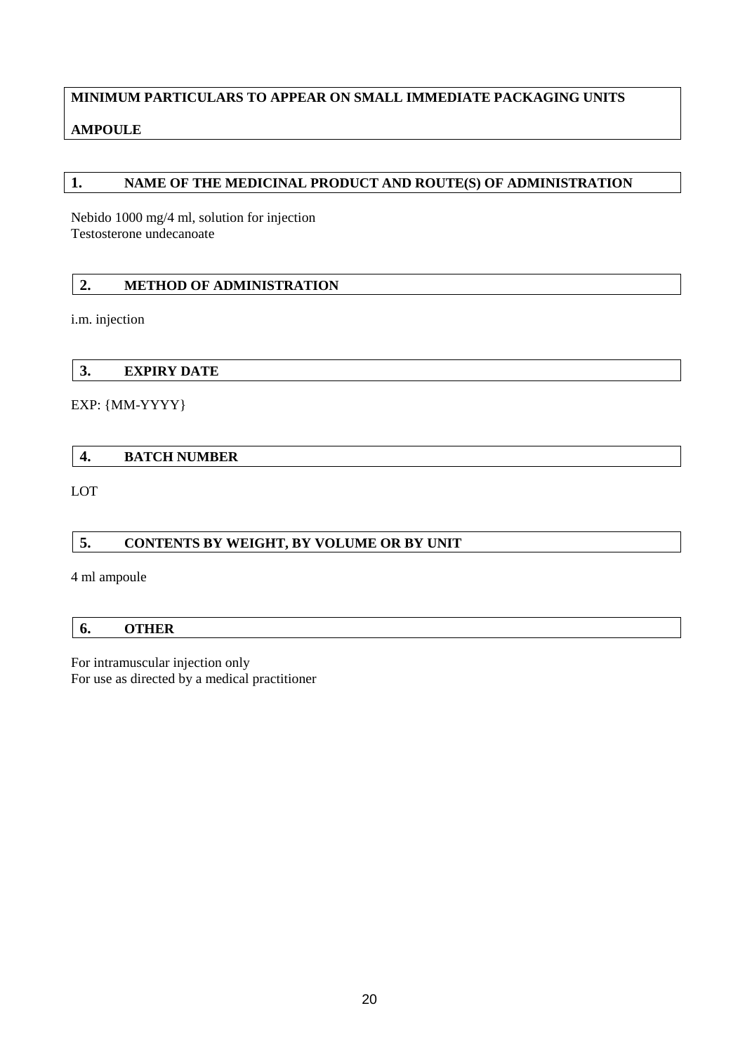**MINIMUM PARTICULARS TO APPEAR ON SMALL IMMEDIATE PACKAGING UNITS**

**AMPOULE**

## 1. NAME OF THE MEDICINAL PRODUCT AND ROUTE(S) OF ADMINISTRATION

Nebido 1000 mg/4 ml, solution for injection
Testosterone undecanoate

## 2. METHOD OF ADMINISTRATION

i.m. injection

## 3. EXPIRY DATE

EXP: {MM-YYYY}

## 4. BATCH NUMBER

LOT

## 5. CONTENTS BY WEIGHT, BY VOLUME OR BY UNIT

4 ml ampoule

## 6. OTHER

For intramuscular injection only
For use as directed by a medical practitioner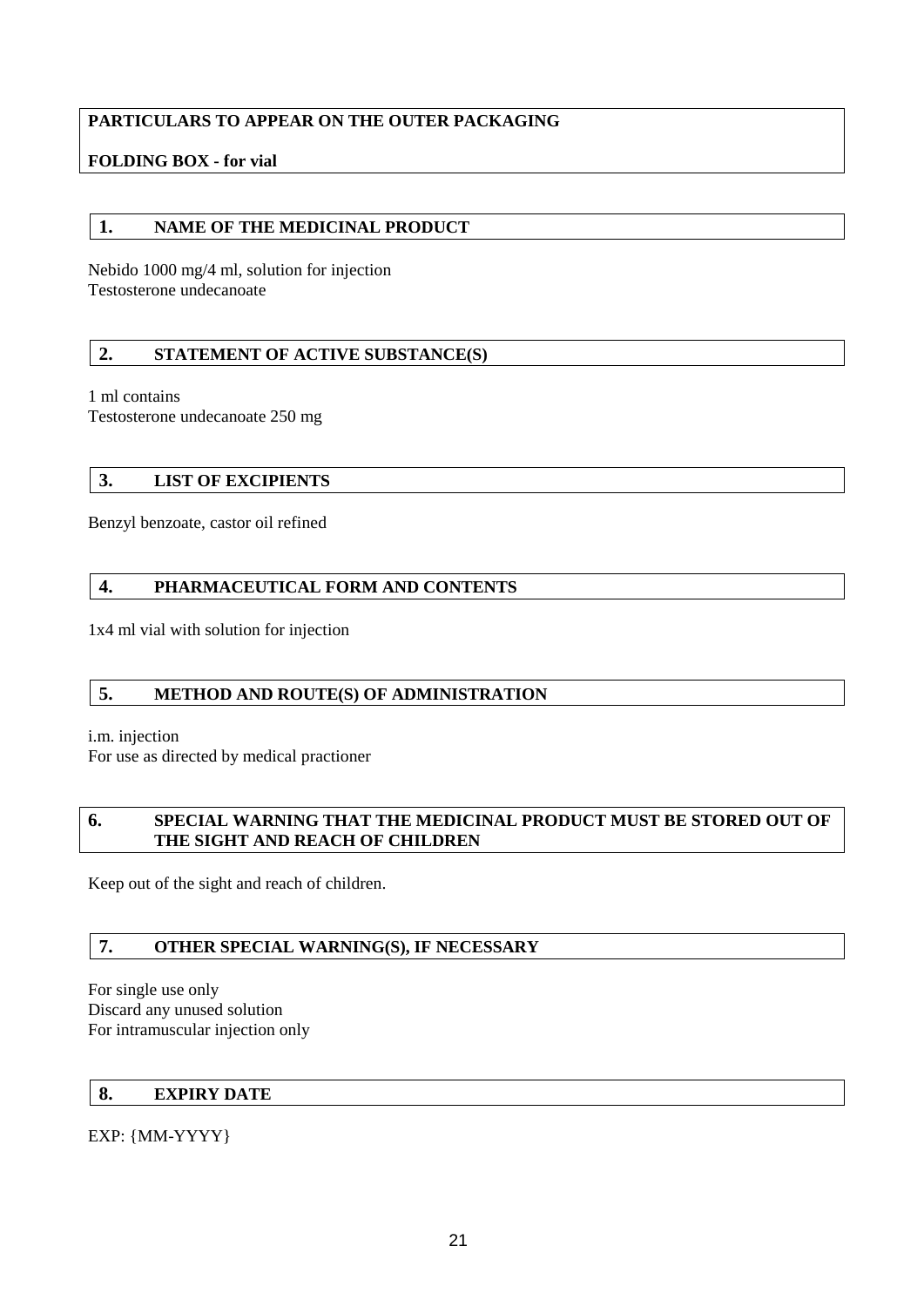**PARTICULARS TO APPEAR ON THE OUTER PACKAGING**

**FOLDING BOX - for vial**

## 1. NAME OF THE MEDICINAL PRODUCT

Nebido 1000 mg/4 ml, solution for injection
Testosterone undecanoate

## 2. STATEMENT OF ACTIVE SUBSTANCE(S)

1 ml contains
Testosterone undecanoate 250 mg

## 3. LIST OF EXCIPIENTS

Benzyl benzoate, castor oil refined

## 4. PHARMACEUTICAL FORM AND CONTENTS

1x4 ml vial with solution for injection

## 5. METHOD AND ROUTE(S) OF ADMINISTRATION

i.m. injection
For use as directed by medical practioner

## 6. SPECIAL WARNING THAT THE MEDICINAL PRODUCT MUST BE STORED OUT OF THE SIGHT AND REACH OF CHILDREN

Keep out of the sight and reach of children.

## 7. OTHER SPECIAL WARNING(S), IF NECESSARY

For single use only
Discard any unused solution
For intramuscular injection only

## 8. EXPIRY DATE

EXP: {MM-YYYY}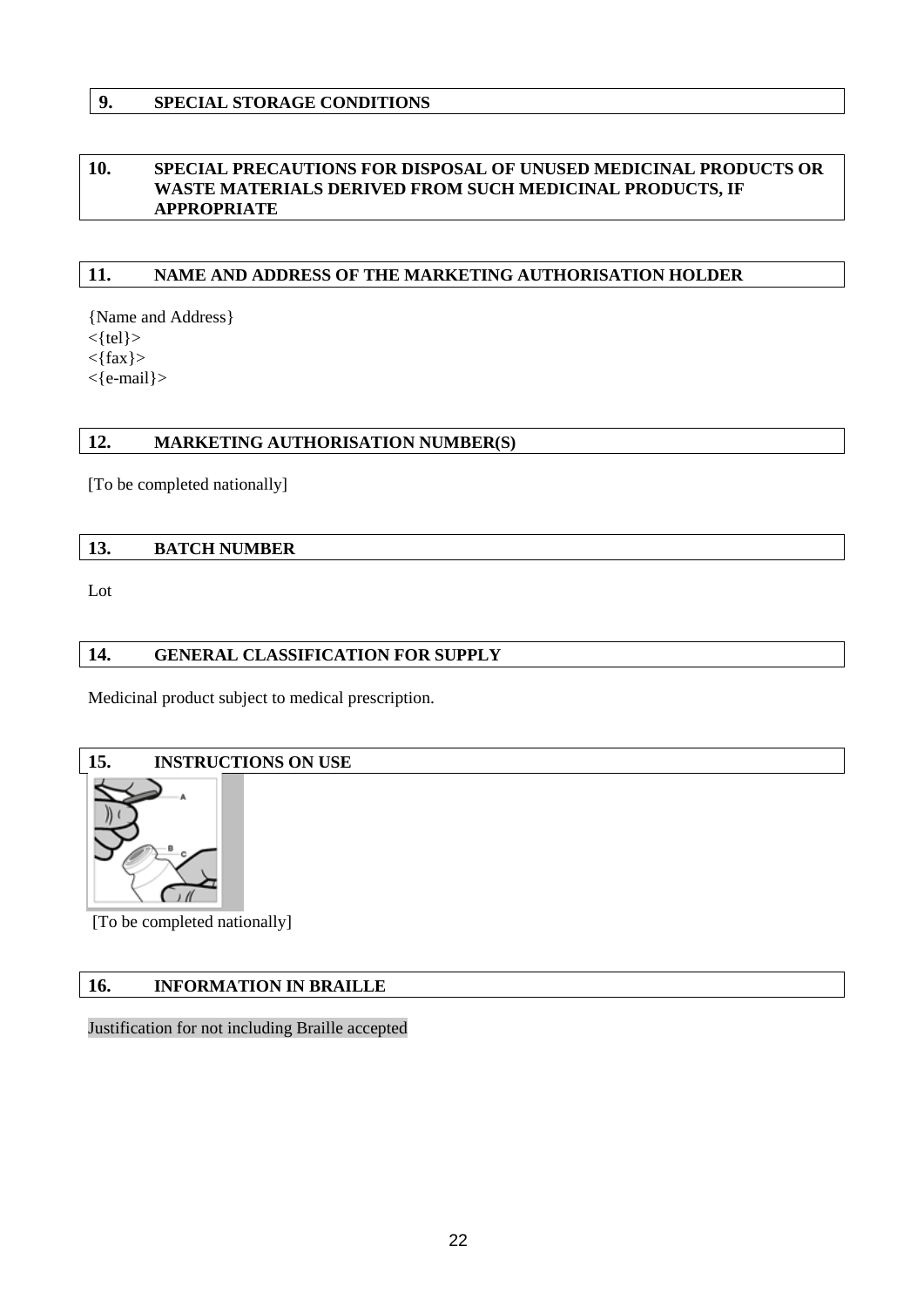## 9. SPECIAL STORAGE CONDITIONS

## 10. SPECIAL PRECAUTIONS FOR DISPOSAL OF UNUSED MEDICINAL PRODUCTS OR WASTE MATERIALS DERIVED FROM SUCH MEDICINAL PRODUCTS, IF APPROPRIATE

## 11. NAME AND ADDRESS OF THE MARKETING AUTHORISATION HOLDER

{Name and Address}
<{tel}>
<{fax}>
<{e-mail}>

## 12. MARKETING AUTHORISATION NUMBER(S)

[To be completed nationally]

## 13. BATCH NUMBER

Lot

## 14. GENERAL CLASSIFICATION FOR SUPPLY

Medicinal product subject to medical prescription.

## 15. INSTRUCTIONS ON USE

[To be completed nationally]

## 16. INFORMATION IN BRAILLE

Justification for not including Braille accepted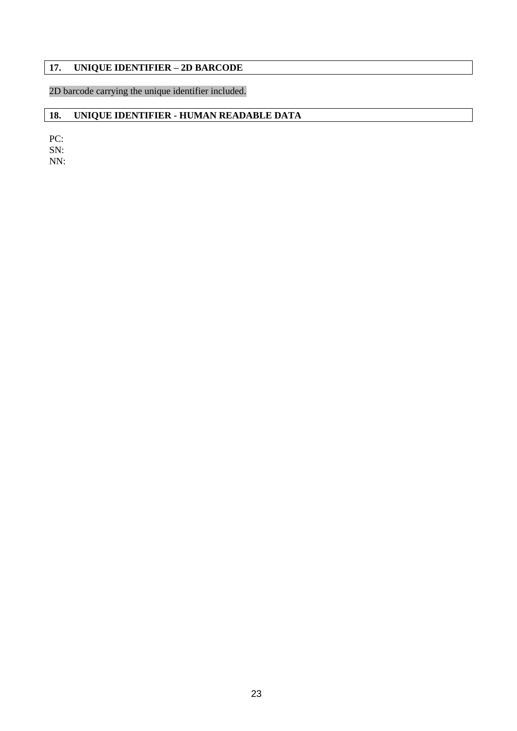## 17. UNIQUE IDENTIFIER – 2D BARCODE

2D barcode carrying the unique identifier included.

## 18. UNIQUE IDENTIFIER - HUMAN READABLE DATA

PC:
SN:
NN: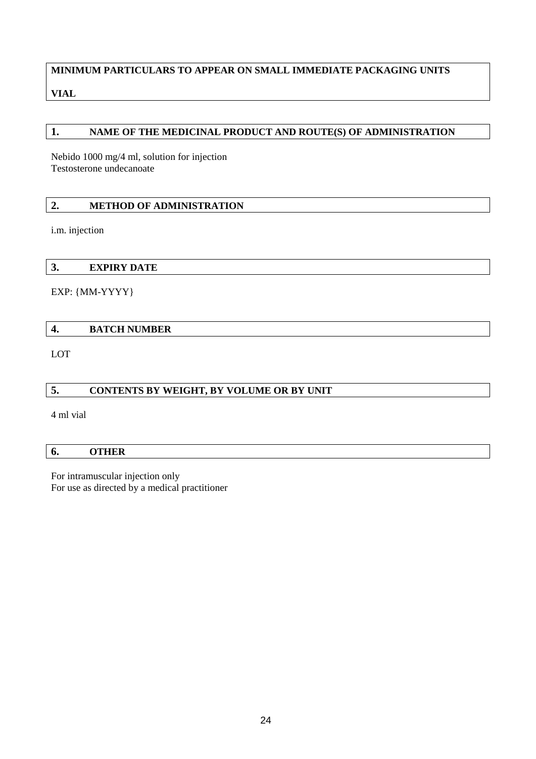**MINIMUM PARTICULARS TO APPEAR ON SMALL IMMEDIATE PACKAGING UNITS**

**VIAL**

## 1. NAME OF THE MEDICINAL PRODUCT AND ROUTE(S) OF ADMINISTRATION

Nebido 1000 mg/4 ml, solution for injection
Testosterone undecanoate

## 2. METHOD OF ADMINISTRATION

i.m. injection

## 3. EXPIRY DATE

EXP: {MM-YYYY}

## 4. BATCH NUMBER

LOT

## 5. CONTENTS BY WEIGHT, BY VOLUME OR BY UNIT

4 ml vial

## 6. OTHER

For intramuscular injection only
For use as directed by a medical practitioner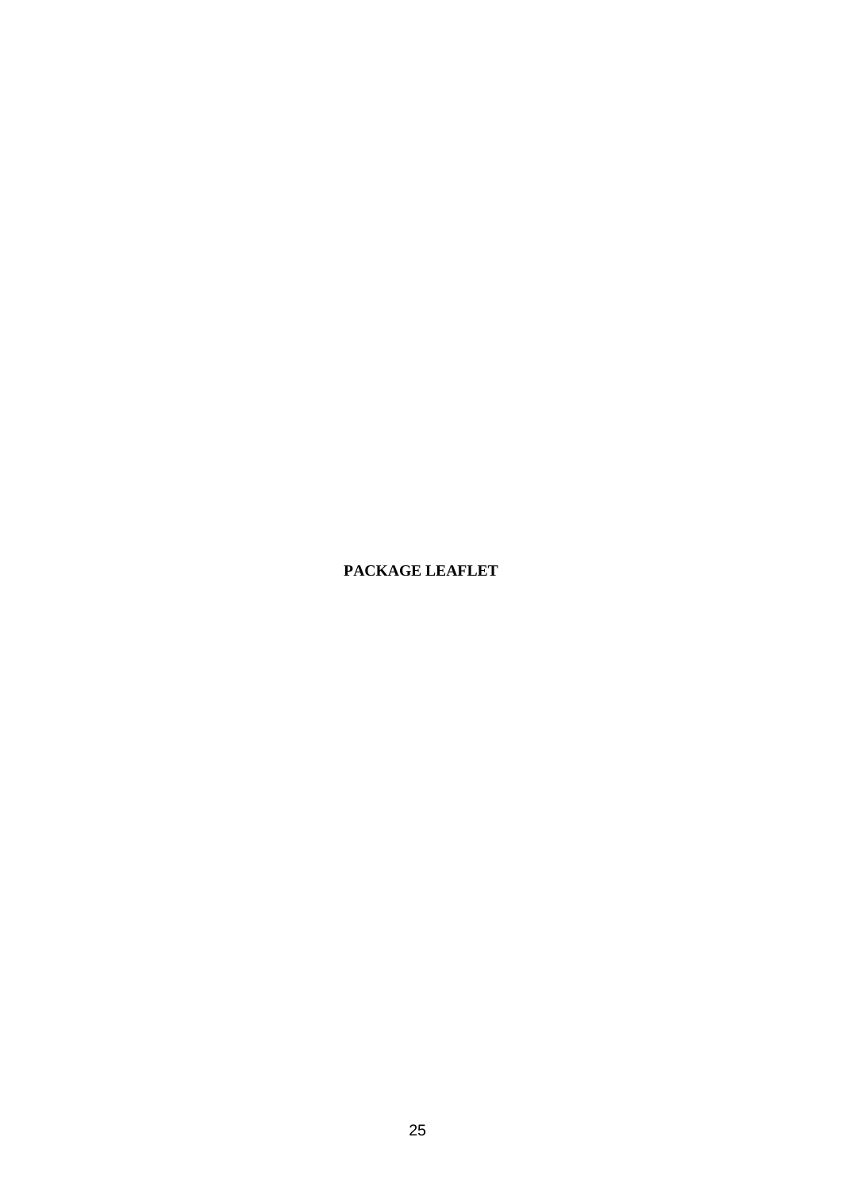# PACKAGE LEAFLET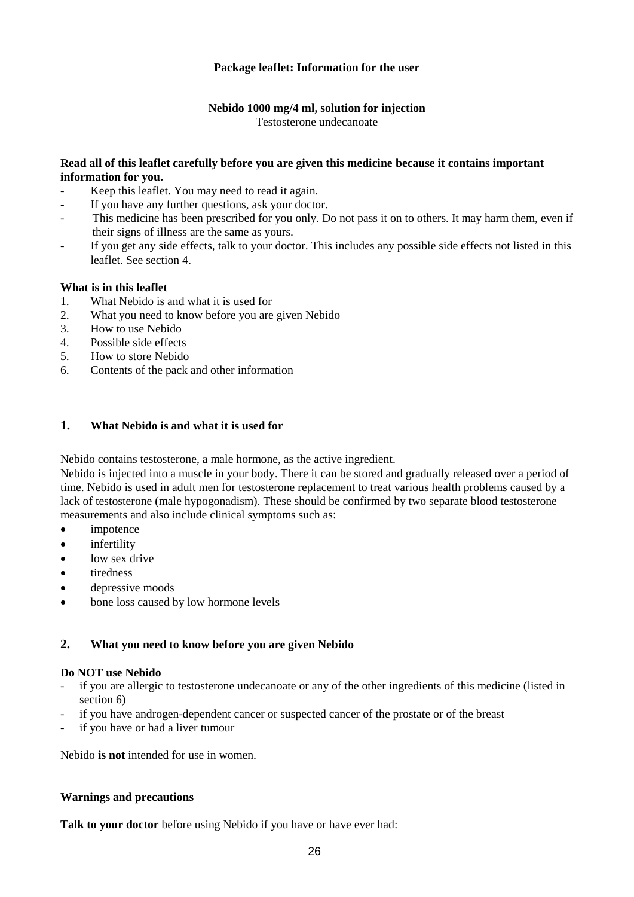**Package leaflet: Information for the user**

**Nebido 1000 mg/4 ml, solution for injection**
Testosterone undecanoate

**Read all of this leaflet carefully before you are given this medicine because it contains important information for you.**

- Keep this leaflet. You may need to read it again.
- If you have any further questions, ask your doctor.
- This medicine has been prescribed for you only. Do not pass it on to others. It may harm them, even if their signs of illness are the same as yours.
- If you get any side effects, talk to your doctor. This includes any possible side effects not listed in this leaflet. See section 4.

**What is in this leaflet**

1. What Nebido is and what it is used for
2. What you need to know before you are given Nebido
3. How to use Nebido
4. Possible side effects
5. How to store Nebido
6. Contents of the pack and other information

## 1. What Nebido is and what it is used for

Nebido contains testosterone, a male hormone, as the active ingredient.
Nebido is injected into a muscle in your body. There it can be stored and gradually released over a period of time. Nebido is used in adult men for testosterone replacement to treat various health problems caused by a lack of testosterone (male hypogonadism). These should be confirmed by two separate blood testosterone measurements and also include clinical symptoms such as:

- impotence
- infertility
- low sex drive
- tiredness
- depressive moods
- bone loss caused by low hormone levels

## 2. What you need to know before you are given Nebido

**Do NOT use Nebido**

- if you are allergic to testosterone undecanoate or any of the other ingredients of this medicine (listed in section 6)
- if you have androgen-dependent cancer or suspected cancer of the prostate or of the breast
- if you have or had a liver tumour

Nebido **is not** intended for use in women.

**Warnings and precautions**

**Talk to your doctor** before using Nebido if you have or have ever had: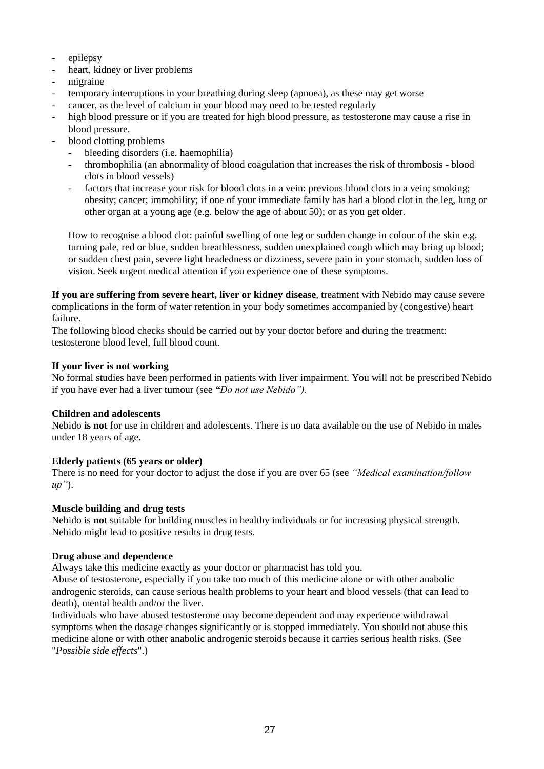- epilepsy
- heart, kidney or liver problems
- migraine
- temporary interruptions in your breathing during sleep (apnoea), as these may get worse
- cancer, as the level of calcium in your blood may need to be tested regularly
- high blood pressure or if you are treated for high blood pressure, as testosterone may cause a rise in blood pressure.
- blood clotting problems
  - bleeding disorders (i.e. haemophilia)
  - thrombophilia (an abnormality of blood coagulation that increases the risk of thrombosis - blood clots in blood vessels)
  - factors that increase your risk for blood clots in a vein: previous blood clots in a vein; smoking; obesity; cancer; immobility; if one of your immediate family has had a blood clot in the leg, lung or other organ at a young age (e.g. below the age of about 50); or as you get older.

  How to recognise a blood clot: painful swelling of one leg or sudden change in colour of the skin e.g. turning pale, red or blue, sudden breathlessness, sudden unexplained cough which may bring up blood; or sudden chest pain, severe light headedness or dizziness, severe pain in your stomach, sudden loss of vision. Seek urgent medical attention if you experience one of these symptoms.

**If you are suffering from severe heart, liver or kidney disease**, treatment with Nebido may cause severe complications in the form of water retention in your body sometimes accompanied by (congestive) heart failure.
The following blood checks should be carried out by your doctor before and during the treatment: testosterone blood level, full blood count.

**If your liver is not working**

No formal studies have been performed in patients with liver impairment. You will not be prescribed Nebido if you have ever had a liver tumour (see *"Do not use Nebido").*

**Children and adolescents**

Nebido **is not** for use in children and adolescents. There is no data available on the use of Nebido in males under 18 years of age.

**Elderly patients (65 years or older)**

There is no need for your doctor to adjust the dose if you are over 65 (see *"Medical examination/follow up"*).

**Muscle building and drug tests**

Nebido is **not** suitable for building muscles in healthy individuals or for increasing physical strength. Nebido might lead to positive results in drug tests.

**Drug abuse and dependence**

Always take this medicine exactly as your doctor or pharmacist has told you.
Abuse of testosterone, especially if you take too much of this medicine alone or with other anabolic androgenic steroids, can cause serious health problems to your heart and blood vessels (that can lead to death), mental health and/or the liver.
Individuals who have abused testosterone may become dependent and may experience withdrawal symptoms when the dosage changes significantly or is stopped immediately. You should not abuse this medicine alone or with other anabolic androgenic steroids because it carries serious health risks. (See "*Possible side effects*".)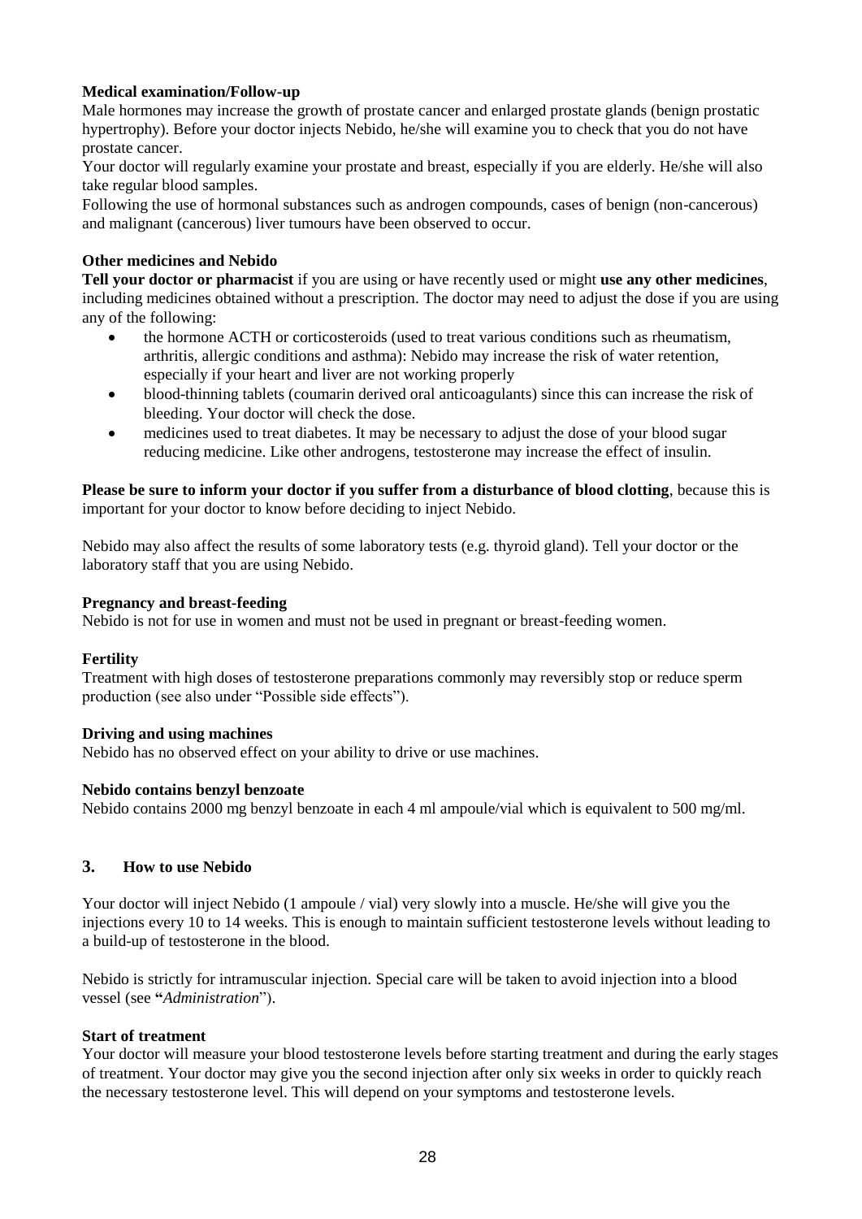**Medical examination/Follow-up**

Male hormones may increase the growth of prostate cancer and enlarged prostate glands (benign prostatic hypertrophy). Before your doctor injects Nebido, he/she will examine you to check that you do not have prostate cancer.

Your doctor will regularly examine your prostate and breast, especially if you are elderly. He/she will also take regular blood samples.

Following the use of hormonal substances such as androgen compounds, cases of benign (non-cancerous) and malignant (cancerous) liver tumours have been observed to occur.

**Other medicines and Nebido**

**Tell your doctor or pharmacist** if you are using or have recently used or might **use any other medicines**, including medicines obtained without a prescription. The doctor may need to adjust the dose if you are using any of the following:

- the hormone ACTH or corticosteroids (used to treat various conditions such as rheumatism, arthritis, allergic conditions and asthma): Nebido may increase the risk of water retention, especially if your heart and liver are not working properly
- blood-thinning tablets (coumarin derived oral anticoagulants) since this can increase the risk of bleeding. Your doctor will check the dose.
- medicines used to treat diabetes. It may be necessary to adjust the dose of your blood sugar reducing medicine. Like other androgens, testosterone may increase the effect of insulin.

**Please be sure to inform your doctor if you suffer from a disturbance of blood clotting**, because this is important for your doctor to know before deciding to inject Nebido.

Nebido may also affect the results of some laboratory tests (e.g. thyroid gland). Tell your doctor or the laboratory staff that you are using Nebido.

**Pregnancy and breast-feeding**

Nebido is not for use in women and must not be used in pregnant or breast-feeding women.

**Fertility**

Treatment with high doses of testosterone preparations commonly may reversibly stop or reduce sperm production (see also under "Possible side effects").

**Driving and using machines**

Nebido has no observed effect on your ability to drive or use machines.

**Nebido contains benzyl benzoate**

Nebido contains 2000 mg benzyl benzoate in each 4 ml ampoule/vial which is equivalent to 500 mg/ml.

## 3. How to use Nebido

Your doctor will inject Nebido (1 ampoule / vial) very slowly into a muscle. He/she will give you the injections every 10 to 14 weeks. This is enough to maintain sufficient testosterone levels without leading to a build-up of testosterone in the blood.

Nebido is strictly for intramuscular injection. Special care will be taken to avoid injection into a blood vessel (see "*Administration*").

**Start of treatment**

Your doctor will measure your blood testosterone levels before starting treatment and during the early stages of treatment. Your doctor may give you the second injection after only six weeks in order to quickly reach the necessary testosterone level. This will depend on your symptoms and testosterone levels.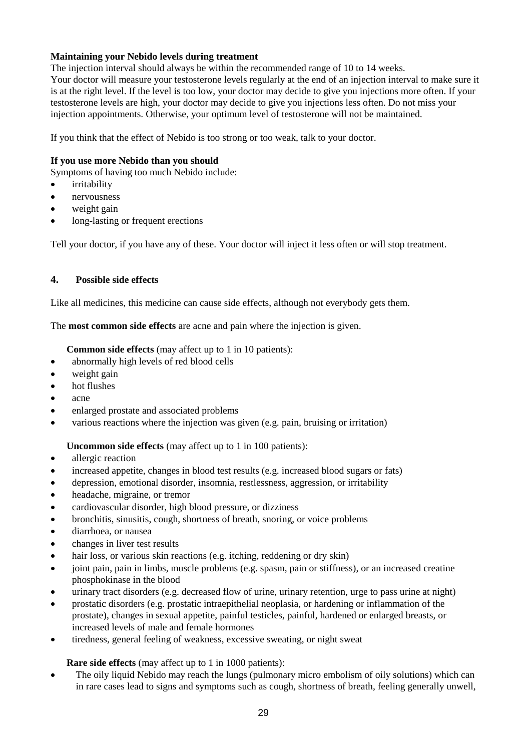**Maintaining your Nebido levels during treatment**

The injection interval should always be within the recommended range of 10 to 14 weeks.
Your doctor will measure your testosterone levels regularly at the end of an injection interval to make sure it is at the right level. If the level is too low, your doctor may decide to give you injections more often. If your testosterone levels are high, your doctor may decide to give you injections less often. Do not miss your injection appointments. Otherwise, your optimum level of testosterone will not be maintained.

If you think that the effect of Nebido is too strong or too weak, talk to your doctor.

**If you use more Nebido than you should**

Symptoms of having too much Nebido include:

- irritability
- nervousness
- weight gain
- long-lasting or frequent erections

Tell your doctor, if you have any of these. Your doctor will inject it less often or will stop treatment.

## 4. Possible side effects

Like all medicines, this medicine can cause side effects, although not everybody gets them.

The **most common side effects** are acne and pain where the injection is given.

**Common side effects** (may affect up to 1 in 10 patients):

- abnormally high levels of red blood cells
- weight gain
- hot flushes
- acne
- enlarged prostate and associated problems
- various reactions where the injection was given (e.g. pain, bruising or irritation)

**Uncommon side effects** (may affect up to 1 in 100 patients):

- allergic reaction
- increased appetite, changes in blood test results (e.g. increased blood sugars or fats)
- depression, emotional disorder, insomnia, restlessness, aggression, or irritability
- headache, migraine, or tremor
- cardiovascular disorder, high blood pressure, or dizziness
- bronchitis, sinusitis, cough, shortness of breath, snoring, or voice problems
- diarrhoea, or nausea
- changes in liver test results
- hair loss, or various skin reactions (e.g. itching, reddening or dry skin)
- joint pain, pain in limbs, muscle problems (e.g. spasm, pain or stiffness), or an increased creatine phosphokinase in the blood
- urinary tract disorders (e.g. decreased flow of urine, urinary retention, urge to pass urine at night)
- prostatic disorders (e.g. prostatic intraepithelial neoplasia, or hardening or inflammation of the prostate), changes in sexual appetite, painful testicles, painful, hardened or enlarged breasts, or increased levels of male and female hormones
- tiredness, general feeling of weakness, excessive sweating, or night sweat

**Rare side effects** (may affect up to 1 in 1000 patients):

- The oily liquid Nebido may reach the lungs (pulmonary micro embolism of oily solutions) which can in rare cases lead to signs and symptoms such as cough, shortness of breath, feeling generally unwell,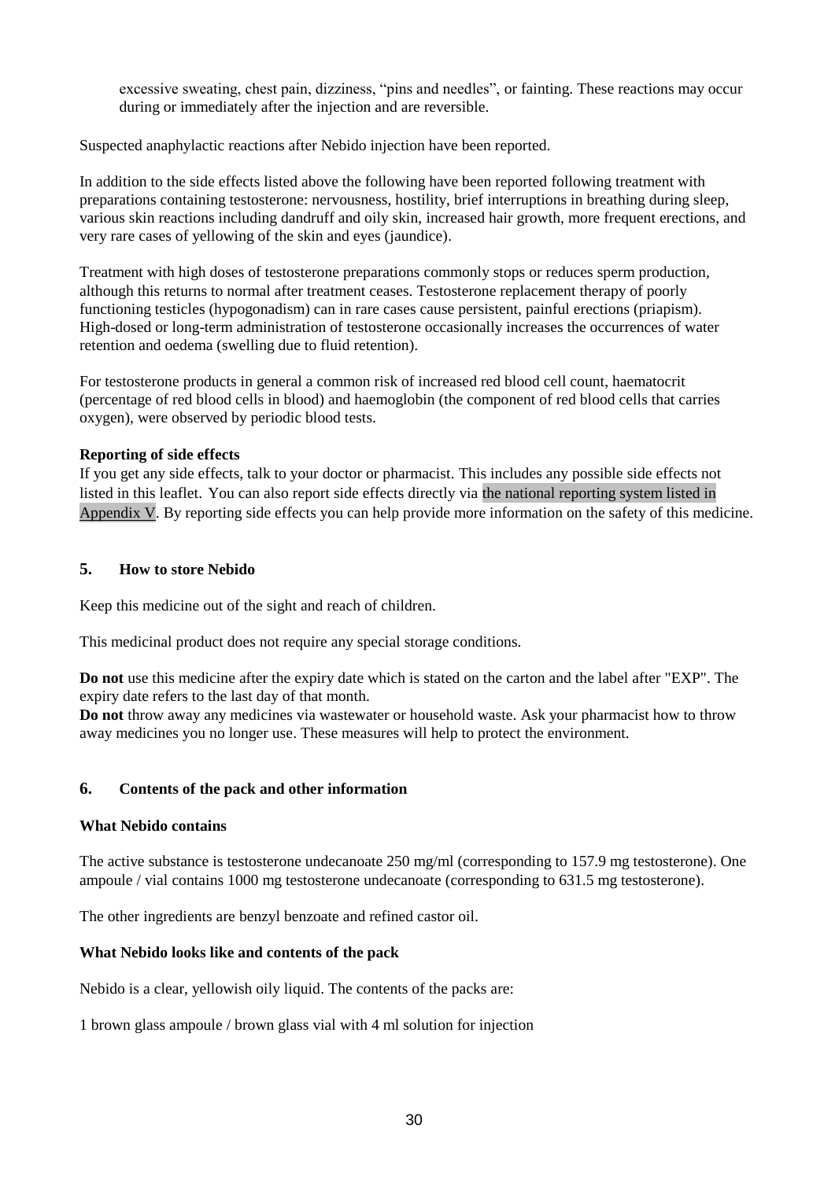excessive sweating, chest pain, dizziness, “pins and needles”, or fainting. These reactions may occur during or immediately after the injection and are reversible.

Suspected anaphylactic reactions after Nebido injection have been reported.

In addition to the side effects listed above the following have been reported following treatment with preparations containing testosterone: nervousness, hostility, brief interruptions in breathing during sleep, various skin reactions including dandruff and oily skin, increased hair growth, more frequent erections, and very rare cases of yellowing of the skin and eyes (jaundice).

Treatment with high doses of testosterone preparations commonly stops or reduces sperm production, although this returns to normal after treatment ceases. Testosterone replacement therapy of poorly functioning testicles (hypogonadism) can in rare cases cause persistent, painful erections (priapism). High-dosed or long-term administration of testosterone occasionally increases the occurrences of water retention and oedema (swelling due to fluid retention).

For testosterone products in general a common risk of increased red blood cell count, haematocrit (percentage of red blood cells in blood) and haemoglobin (the component of red blood cells that carries oxygen), were observed by periodic blood tests.

**Reporting of side effects**

If you get any side effects, talk to your doctor or pharmacist. This includes any possible side effects not listed in this leaflet. You can also report side effects directly via the national reporting system listed in Appendix V. By reporting side effects you can help provide more information on the safety of this medicine.

## 5. How to store Nebido

Keep this medicine out of the sight and reach of children.

This medicinal product does not require any special storage conditions.

**Do not** use this medicine after the expiry date which is stated on the carton and the label after "EXP". The expiry date refers to the last day of that month.

**Do not** throw away any medicines via wastewater or household waste. Ask your pharmacist how to throw away medicines you no longer use. These measures will help to protect the environment.

## 6. Contents of the pack and other information

**What Nebido contains**

The active substance is testosterone undecanoate 250 mg/ml (corresponding to 157.9 mg testosterone). One ampoule / vial contains 1000 mg testosterone undecanoate (corresponding to 631.5 mg testosterone).

The other ingredients are benzyl benzoate and refined castor oil.

**What Nebido looks like and contents of the pack**

Nebido is a clear, yellowish oily liquid. The contents of the packs are:

1 brown glass ampoule / brown glass vial with 4 ml solution for injection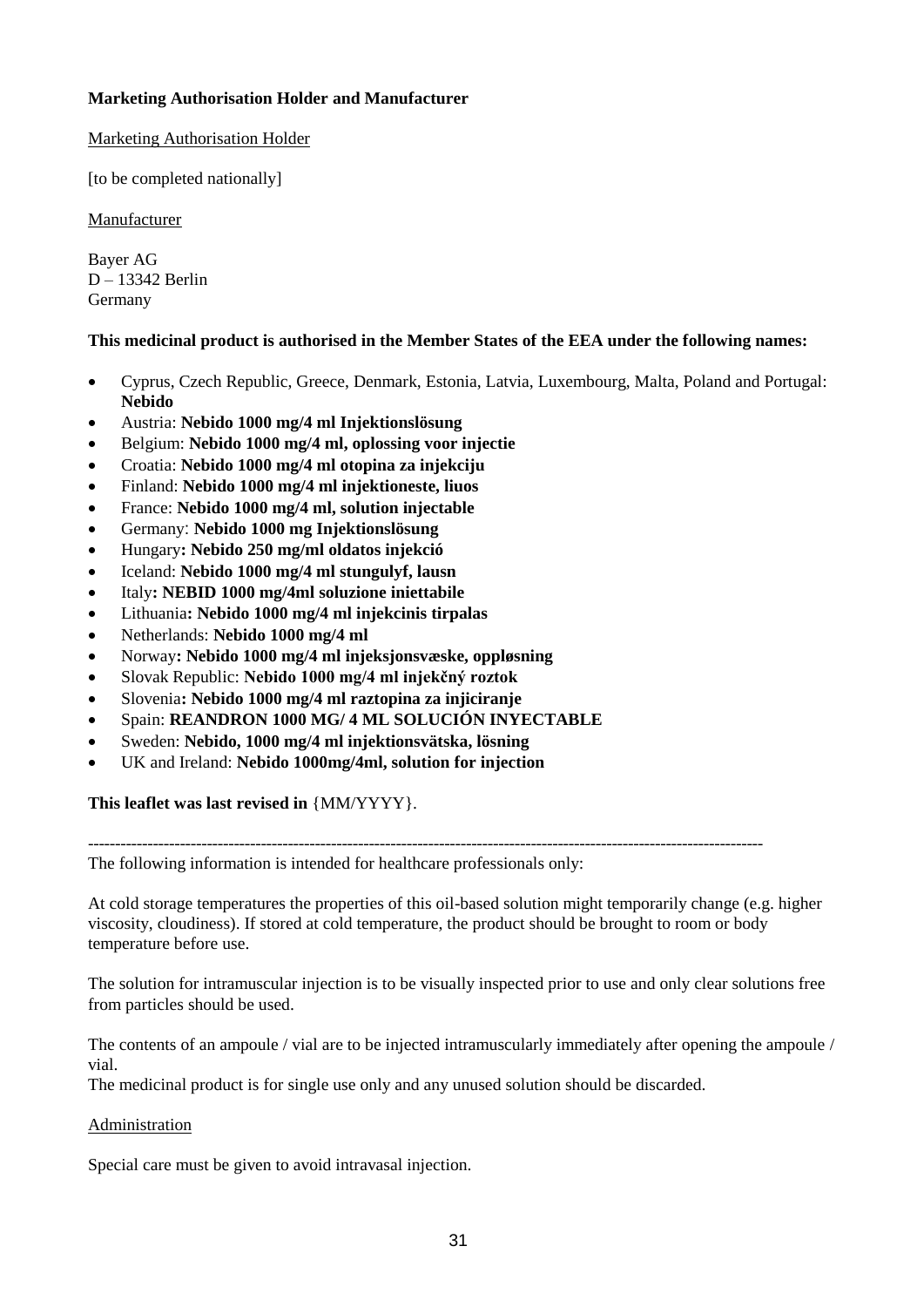**Marketing Authorisation Holder and Manufacturer**

Marketing Authorisation Holder

[to be completed nationally]

Manufacturer

Bayer AG
D – 13342 Berlin
Germany

**This medicinal product is authorised in the Member States of the EEA under the following names:**

- Cyprus, Czech Republic, Greece, Denmark, Estonia, Latvia, Luxembourg, Malta, Poland and Portugal: **Nebido**
- Austria: **Nebido 1000 mg/4 ml Injektionslösung**
- Belgium: **Nebido 1000 mg/4 ml, oplossing voor injectie**
- Croatia: **Nebido 1000 mg/4 ml otopina za injekciju**
- Finland: **Nebido 1000 mg/4 ml injektioneste, liuos**
- France: **Nebido 1000 mg/4 ml, solution injectable**
- Germany: **Nebido 1000 mg Injektionslösung**
- Hungary**: Nebido 250 mg/ml oldatos injekció**
- Iceland: **Nebido 1000 mg/4 ml stungulyf, lausn**
- Italy**: NEBID 1000 mg/4ml soluzione iniettabile**
- Lithuania**: Nebido 1000 mg/4 ml injekcinis tirpalas**
- Netherlands: **Nebido 1000 mg/4 ml**
- Norway**: Nebido 1000 mg/4 ml injeksjonsvæske, oppløsning**
- Slovak Republic: **Nebido 1000 mg/4 ml injekčný roztok**
- Slovenia**: Nebido 1000 mg/4 ml raztopina za injiciranje**
- Spain: **REANDRON 1000 MG/ 4 ML SOLUCIÓN INYECTABLE**
- Sweden: **Nebido, 1000 mg/4 ml injektionsvätska, lösning**
- UK and Ireland: **Nebido 1000mg/4ml, solution for injection**

**This leaflet was last revised in** {MM/YYYY}.

---

The following information is intended for healthcare professionals only:

At cold storage temperatures the properties of this oil-based solution might temporarily change (e.g. higher viscosity, cloudiness). If stored at cold temperature, the product should be brought to room or body temperature before use.

The solution for intramuscular injection is to be visually inspected prior to use and only clear solutions free from particles should be used.

The contents of an ampoule / vial are to be injected intramuscularly immediately after opening the ampoule / vial.
The medicinal product is for single use only and any unused solution should be discarded.

Administration

Special care must be given to avoid intravasal injection.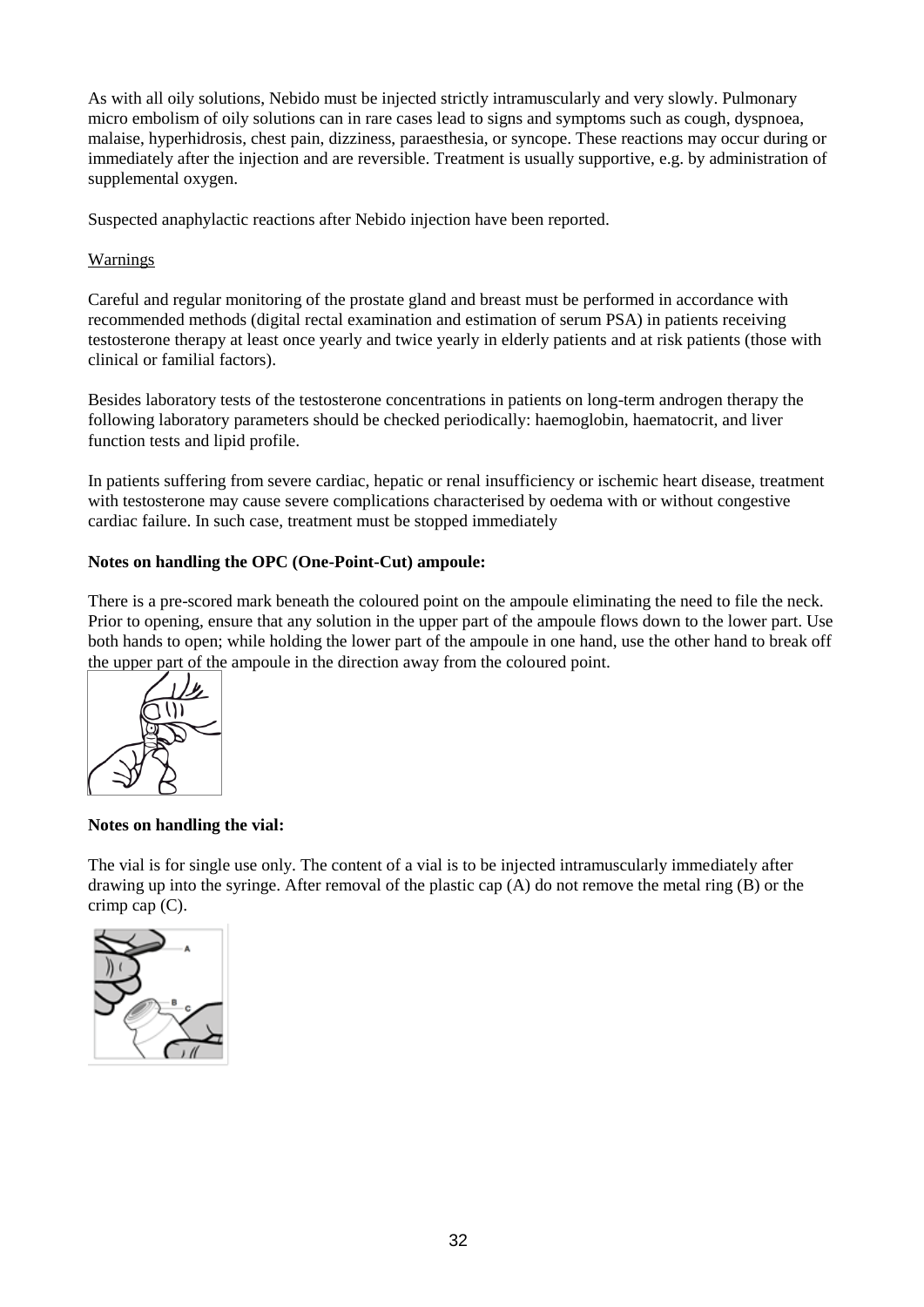As with all oily solutions, Nebido must be injected strictly intramuscularly and very slowly. Pulmonary micro embolism of oily solutions can in rare cases lead to signs and symptoms such as cough, dyspnoea, malaise, hyperhidrosis, chest pain, dizziness, paraesthesia, or syncope. These reactions may occur during or immediately after the injection and are reversible. Treatment is usually supportive, e.g. by administration of supplemental oxygen.

Suspected anaphylactic reactions after Nebido injection have been reported.

Warnings

Careful and regular monitoring of the prostate gland and breast must be performed in accordance with recommended methods (digital rectal examination and estimation of serum PSA) in patients receiving testosterone therapy at least once yearly and twice yearly in elderly patients and at risk patients (those with clinical or familial factors).

Besides laboratory tests of the testosterone concentrations in patients on long-term androgen therapy the following laboratory parameters should be checked periodically: haemoglobin, haematocrit, and liver function tests and lipid profile.

In patients suffering from severe cardiac, hepatic or renal insufficiency or ischemic heart disease, treatment with testosterone may cause severe complications characterised by oedema with or without congestive cardiac failure. In such case, treatment must be stopped immediately

**Notes on handling the OPC (One-Point-Cut) ampoule:**

There is a pre-scored mark beneath the coloured point on the ampoule eliminating the need to file the neck. Prior to opening, ensure that any solution in the upper part of the ampoule flows down to the lower part. Use both hands to open; while holding the lower part of the ampoule in one hand, use the other hand to break off the upper part of the ampoule in the direction away from the coloured point.

**Notes on handling the vial:**

The vial is for single use only. The content of a vial is to be injected intramuscularly immediately after drawing up into the syringe. After removal of the plastic cap (A) do not remove the metal ring (B) or the crimp cap (C).

A

B

C